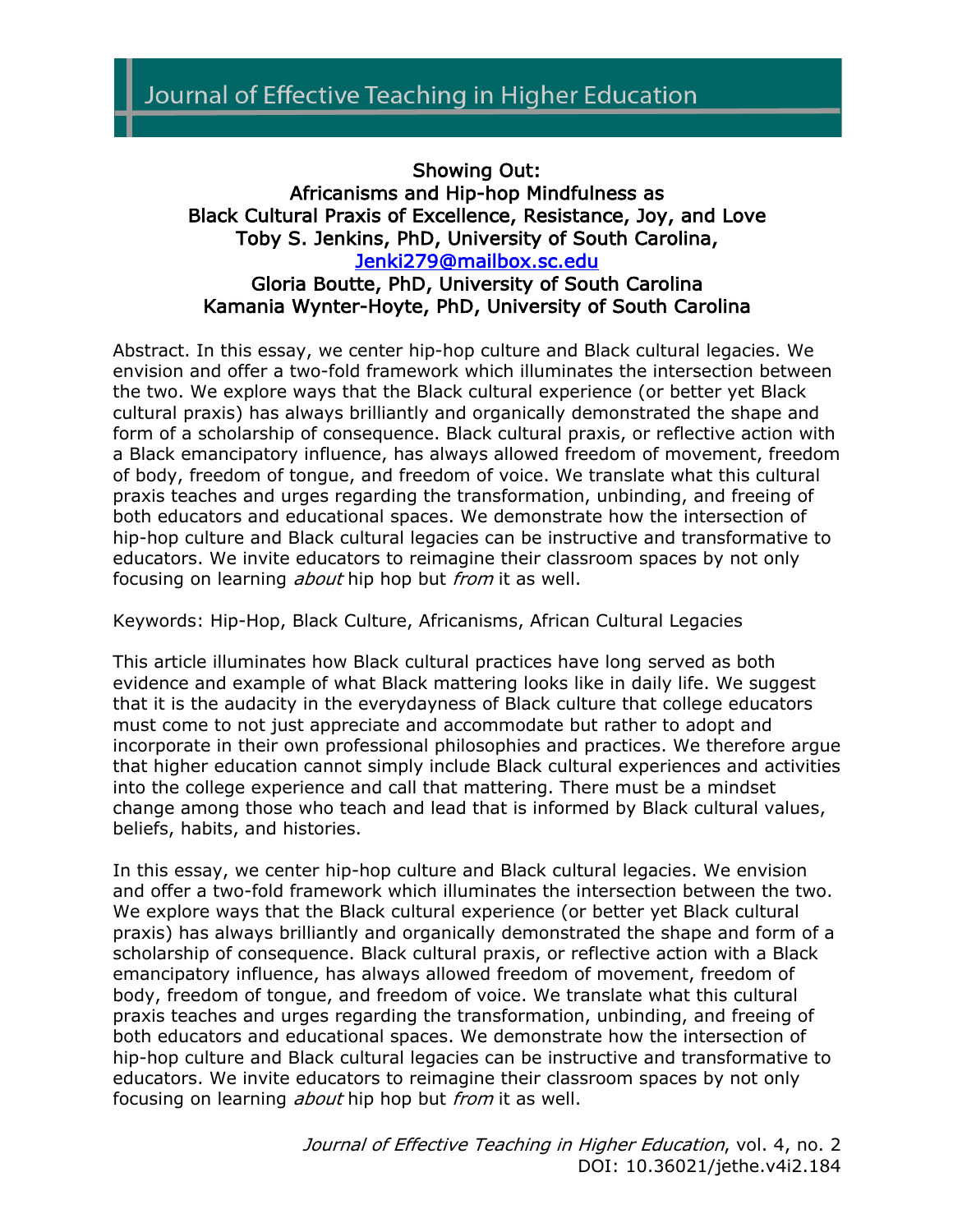# Showing Out: Africanisms and Hip-hop Mindfulness as Black Cultural Praxis of Excellence, Resistance, Joy, and Love

Toby S. Jenkins, PhD, University of South Carolina, Jenki279@mailbox.sc.edu
Gloria Boutte, PhD, University of South Carolina
Kamania Wynter-Hoyte, PhD, University of South Carolina

Abstract. In this essay, we center hip-hop culture and Black cultural legacies. We envision and offer a two-fold framework which illuminates the intersection between the two. We explore ways that the Black cultural experience (or better yet Black cultural praxis) has always brilliantly and organically demonstrated the shape and form of a scholarship of consequence. Black cultural praxis, or reflective action with a Black emancipatory influence, has always allowed freedom of movement, freedom of body, freedom of tongue, and freedom of voice. We translate what this cultural praxis teaches and urges regarding the transformation, unbinding, and freeing of both educators and educational spaces. We demonstrate how the intersection of hip-hop culture and Black cultural legacies can be instructive and transformative to educators. We invite educators to reimagine their classroom spaces by not only focusing on learning *about* hip hop but *from* it as well.

Keywords: Hip-Hop, Black Culture, Africanisms, African Cultural Legacies

This article illuminates how Black cultural practices have long served as both evidence and example of what Black mattering looks like in daily life. We suggest that it is the audacity in the everydayness of Black culture that college educators must come to not just appreciate and accommodate but rather to adopt and incorporate in their own professional philosophies and practices. We therefore argue that higher education cannot simply include Black cultural experiences and activities into the college experience and call that mattering. There must be a mindset change among those who teach and lead that is informed by Black cultural values, beliefs, habits, and histories.

In this essay, we center hip-hop culture and Black cultural legacies. We envision and offer a two-fold framework which illuminates the intersection between the two. We explore ways that the Black cultural experience (or better yet Black cultural praxis) has always brilliantly and organically demonstrated the shape and form of a scholarship of consequence. Black cultural praxis, or reflective action with a Black emancipatory influence, has always allowed freedom of movement, freedom of body, freedom of tongue, and freedom of voice. We translate what this cultural praxis teaches and urges regarding the transformation, unbinding, and freeing of both educators and educational spaces. We demonstrate how the intersection of hip-hop culture and Black cultural legacies can be instructive and transformative to educators. We invite educators to reimagine their classroom spaces by not only focusing on learning *about* hip hop but *from* it as well.

*Journal of Effective Teaching in Higher Education*, vol. 4, no. 2
DOI: 10.36021/jethe.v4i2.184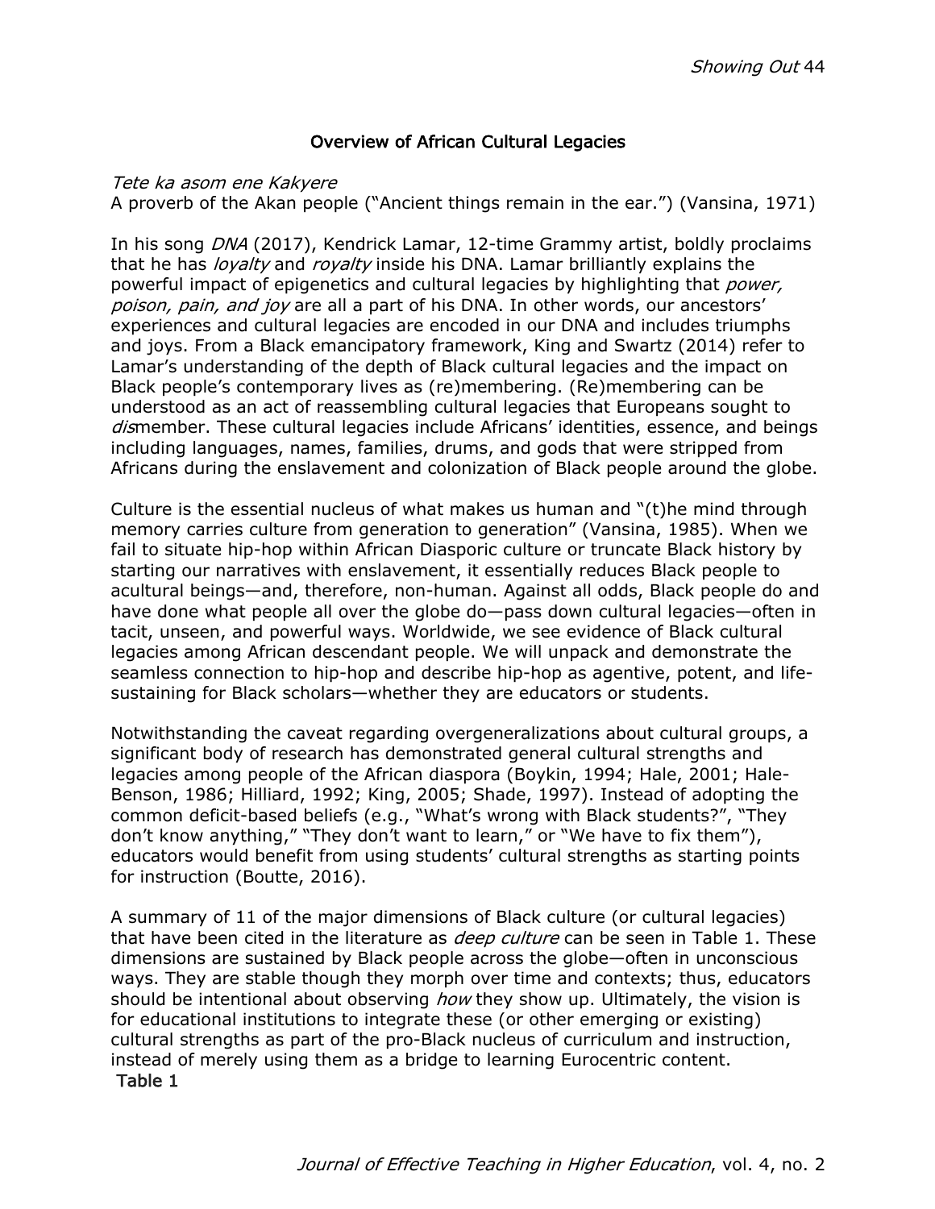## Overview of African Cultural Legacies

*Tete ka asom ene Kakyere*
A proverb of the Akan people ("Ancient things remain in the ear.") (Vansina, 1971)

In his song *DNA* (2017), Kendrick Lamar, 12-time Grammy artist, boldly proclaims that he has *loyalty* and *royalty* inside his DNA. Lamar brilliantly explains the powerful impact of epigenetics and cultural legacies by highlighting that *power, poison, pain, and joy* are all a part of his DNA. In other words, our ancestors' experiences and cultural legacies are encoded in our DNA and includes triumphs and joys. From a Black emancipatory framework, King and Swartz (2014) refer to Lamar's understanding of the depth of Black cultural legacies and the impact on Black people's contemporary lives as (re)membering. (Re)membering can be understood as an act of reassembling cultural legacies that Europeans sought to *dis*member. These cultural legacies include Africans' identities, essence, and beings including languages, names, families, drums, and gods that were stripped from Africans during the enslavement and colonization of Black people around the globe.

Culture is the essential nucleus of what makes us human and "(t)he mind through memory carries culture from generation to generation" (Vansina, 1985). When we fail to situate hip-hop within African Diasporic culture or truncate Black history by starting our narratives with enslavement, it essentially reduces Black people to acultural beings—and, therefore, non-human. Against all odds, Black people do and have done what people all over the globe do—pass down cultural legacies—often in tacit, unseen, and powerful ways. Worldwide, we see evidence of Black cultural legacies among African descendant people. We will unpack and demonstrate the seamless connection to hip-hop and describe hip-hop as agentive, potent, and life-sustaining for Black scholars—whether they are educators or students.

Notwithstanding the caveat regarding overgeneralizations about cultural groups, a significant body of research has demonstrated general cultural strengths and legacies among people of the African diaspora (Boykin, 1994; Hale, 2001; Hale-Benson, 1986; Hilliard, 1992; King, 2005; Shade, 1997). Instead of adopting the common deficit-based beliefs (e.g., "What's wrong with Black students?", "They don't know anything," "They don't want to learn," or "We have to fix them"), educators would benefit from using students' cultural strengths as starting points for instruction (Boutte, 2016).

A summary of 11 of the major dimensions of Black culture (or cultural legacies) that have been cited in the literature as *deep culture* can be seen in Table 1. These dimensions are sustained by Black people across the globe—often in unconscious ways. They are stable though they morph over time and contexts; thus, educators should be intentional about observing *how* they show up. Ultimately, the vision is for educational institutions to integrate these (or other emerging or existing) cultural strengths as part of the pro-Black nucleus of curriculum and instruction, instead of merely using them as a bridge to learning Eurocentric content.

**Table 1**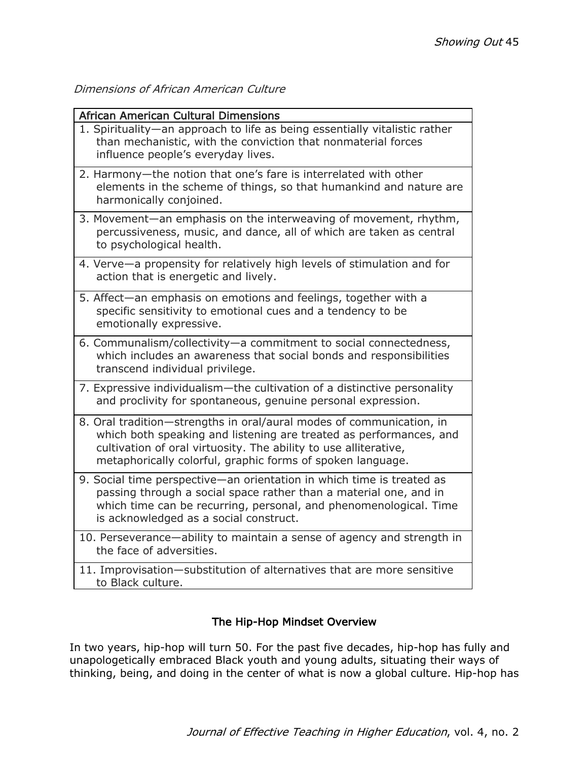*Dimensions of African American Culture*

| African American Cultural Dimensions |
|---|
| 1. Spirituality—an approach to life as being essentially vitalistic rather than mechanistic, with the conviction that nonmaterial forces influence people's everyday lives. |
| 2. Harmony—the notion that one's fare is interrelated with other elements in the scheme of things, so that humankind and nature are harmonically conjoined. |
| 3. Movement—an emphasis on the interweaving of movement, rhythm, percussiveness, music, and dance, all of which are taken as central to psychological health. |
| 4. Verve—a propensity for relatively high levels of stimulation and for action that is energetic and lively. |
| 5. Affect—an emphasis on emotions and feelings, together with a specific sensitivity to emotional cues and a tendency to be emotionally expressive. |
| 6. Communalism/collectivity—a commitment to social connectedness, which includes an awareness that social bonds and responsibilities transcend individual privilege. |
| 7. Expressive individualism—the cultivation of a distinctive personality and proclivity for spontaneous, genuine personal expression. |
| 8. Oral tradition—strengths in oral/aural modes of communication, in which both speaking and listening are treated as performances, and cultivation of oral virtuosity. The ability to use alliterative, metaphorically colorful, graphic forms of spoken language. |
| 9. Social time perspective—an orientation in which time is treated as passing through a social space rather than a material one, and in which time can be recurring, personal, and phenomenological. Time is acknowledged as a social construct. |
| 10. Perseverance—ability to maintain a sense of agency and strength in the face of adversities. |
| 11. Improvisation—substitution of alternatives that are more sensitive to Black culture. |

## The Hip-Hop Mindset Overview

In two years, hip-hop will turn 50. For the past five decades, hip-hop has fully and unapologetically embraced Black youth and young adults, situating their ways of thinking, being, and doing in the center of what is now a global culture. Hip-hop has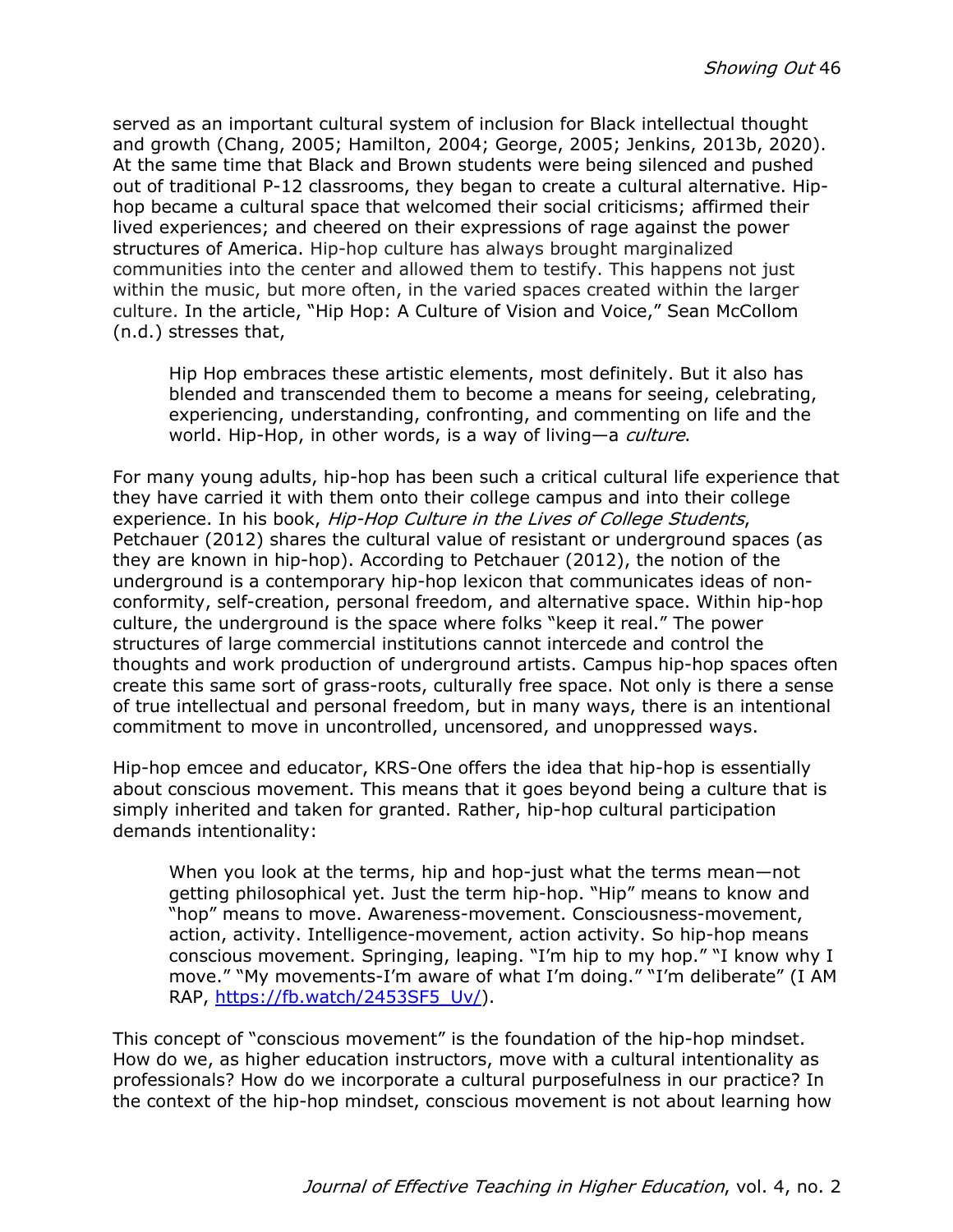served as an important cultural system of inclusion for Black intellectual thought and growth (Chang, 2005; Hamilton, 2004; George, 2005; Jenkins, 2013b, 2020). At the same time that Black and Brown students were being silenced and pushed out of traditional P-12 classrooms, they began to create a cultural alternative. Hip-hop became a cultural space that welcomed their social criticisms; affirmed their lived experiences; and cheered on their expressions of rage against the power structures of America. Hip-hop culture has always brought marginalized communities into the center and allowed them to testify. This happens not just within the music, but more often, in the varied spaces created within the larger culture. In the article, "Hip Hop: A Culture of Vision and Voice," Sean McCollom (n.d.) stresses that,

> Hip Hop embraces these artistic elements, most definitely. But it also has blended and transcended them to become a means for seeing, celebrating, experiencing, understanding, confronting, and commenting on life and the world. Hip-Hop, in other words, is a way of living—a *culture*.

For many young adults, hip-hop has been such a critical cultural life experience that they have carried it with them onto their college campus and into their college experience. In his book, *Hip-Hop Culture in the Lives of College Students*, Petchauer (2012) shares the cultural value of resistant or underground spaces (as they are known in hip-hop). According to Petchauer (2012), the notion of the underground is a contemporary hip-hop lexicon that communicates ideas of non-conformity, self-creation, personal freedom, and alternative space. Within hip-hop culture, the underground is the space where folks "keep it real." The power structures of large commercial institutions cannot intercede and control the thoughts and work production of underground artists. Campus hip-hop spaces often create this same sort of grass-roots, culturally free space. Not only is there a sense of true intellectual and personal freedom, but in many ways, there is an intentional commitment to move in uncontrolled, uncensored, and unoppressed ways.

Hip-hop emcee and educator, KRS-One offers the idea that hip-hop is essentially about conscious movement. This means that it goes beyond being a culture that is simply inherited and taken for granted. Rather, hip-hop cultural participation demands intentionality:

> When you look at the terms, hip and hop-just what the terms mean—not getting philosophical yet. Just the term hip-hop. "Hip" means to know and "hop" means to move. Awareness-movement. Consciousness-movement, action, activity. Intelligence-movement, action activity. So hip-hop means conscious movement. Springing, leaping. "I'm hip to my hop." "I know why I move." "My movements-I'm aware of what I'm doing." "I'm deliberate" (I AM RAP, https://fb.watch/2453SF5_Uv/).

This concept of "conscious movement" is the foundation of the hip-hop mindset. How do we, as higher education instructors, move with a cultural intentionality as professionals? How do we incorporate a cultural purposefulness in our practice? In the context of the hip-hop mindset, conscious movement is not about learning how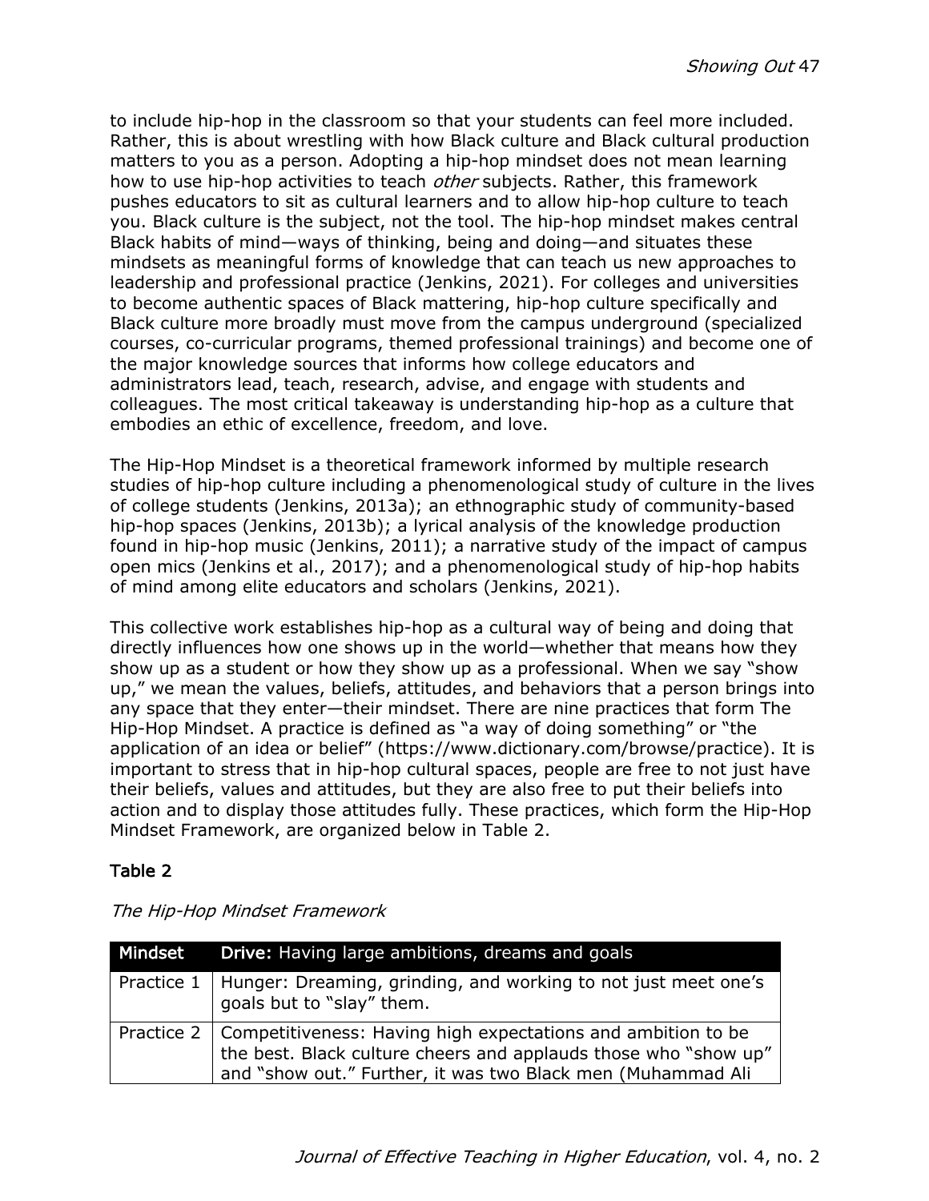to include hip-hop in the classroom so that your students can feel more included. Rather, this is about wrestling with how Black culture and Black cultural production matters to you as a person. Adopting a hip-hop mindset does not mean learning how to use hip-hop activities to teach *other* subjects. Rather, this framework pushes educators to sit as cultural learners and to allow hip-hop culture to teach you. Black culture is the subject, not the tool. The hip-hop mindset makes central Black habits of mind—ways of thinking, being and doing—and situates these mindsets as meaningful forms of knowledge that can teach us new approaches to leadership and professional practice (Jenkins, 2021). For colleges and universities to become authentic spaces of Black mattering, hip-hop culture specifically and Black culture more broadly must move from the campus underground (specialized courses, co-curricular programs, themed professional trainings) and become one of the major knowledge sources that informs how college educators and administrators lead, teach, research, advise, and engage with students and colleagues. The most critical takeaway is understanding hip-hop as a culture that embodies an ethic of excellence, freedom, and love.

The Hip-Hop Mindset is a theoretical framework informed by multiple research studies of hip-hop culture including a phenomenological study of culture in the lives of college students (Jenkins, 2013a); an ethnographic study of community-based hip-hop spaces (Jenkins, 2013b); a lyrical analysis of the knowledge production found in hip-hop music (Jenkins, 2011); a narrative study of the impact of campus open mics (Jenkins et al., 2017); and a phenomenological study of hip-hop habits of mind among elite educators and scholars (Jenkins, 2021).

This collective work establishes hip-hop as a cultural way of being and doing that directly influences how one shows up in the world—whether that means how they show up as a student or how they show up as a professional. When we say "show up," we mean the values, beliefs, attitudes, and behaviors that a person brings into any space that they enter—their mindset. There are nine practices that form The Hip-Hop Mindset. A practice is defined as "a way of doing something" or "the application of an idea or belief" (https://www.dictionary.com/browse/practice). It is important to stress that in hip-hop cultural spaces, people are free to not just have their beliefs, values and attitudes, but they are also free to put their beliefs into action and to display those attitudes fully. These practices, which form the Hip-Hop Mindset Framework, are organized below in Table 2.

**Table 2**

*The Hip-Hop Mindset Framework*

| **Mindset** | **Drive:** Having large ambitions, dreams and goals |
|---|---|
| Practice 1 | Hunger: Dreaming, grinding, and working to not just meet one's goals but to "slay" them. |
| Practice 2 | Competitiveness: Having high expectations and ambition to be the best. Black culture cheers and applauds those who "show up" and "show out." Further, it was two Black men (Muhammad Ali |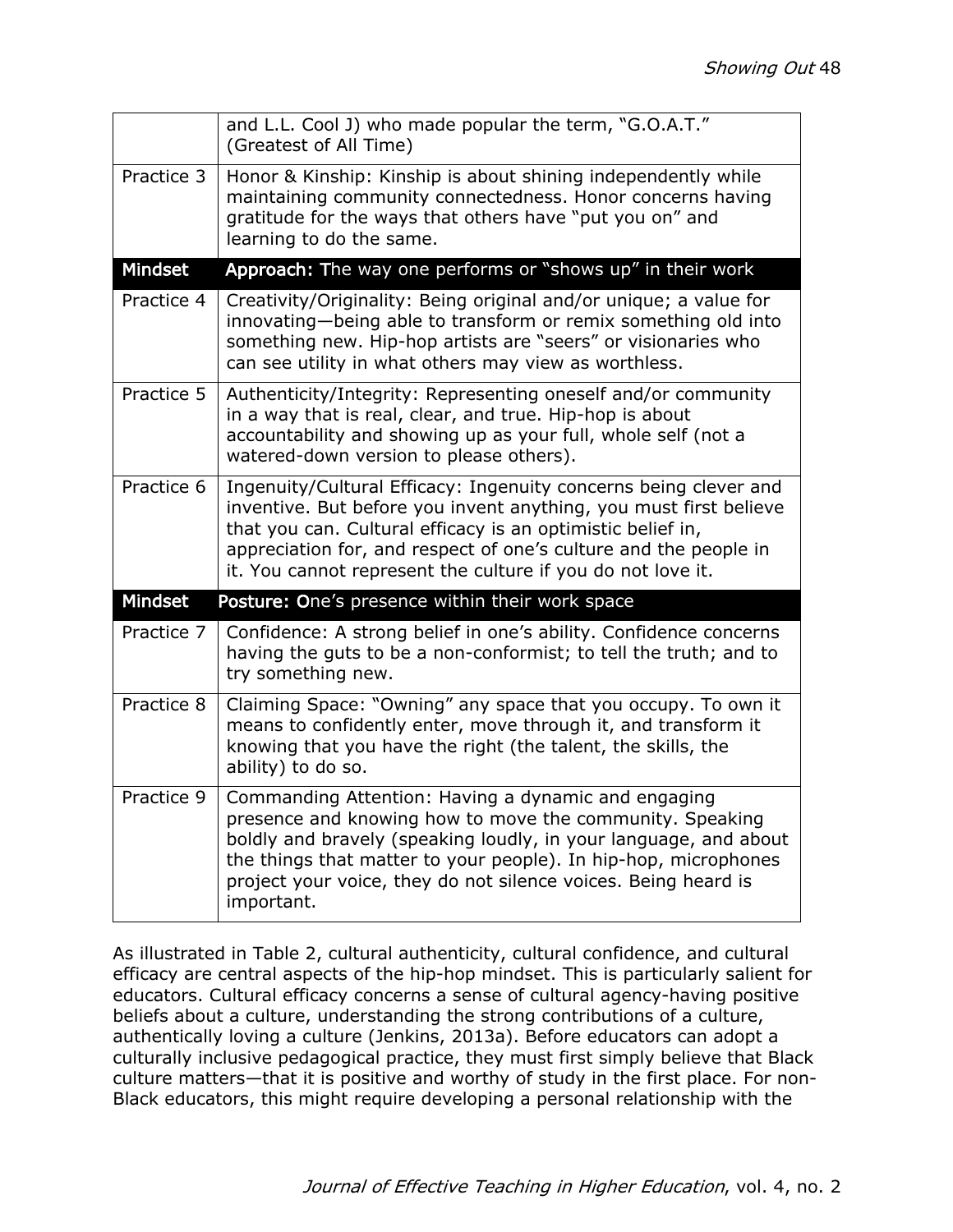| | |
|---|---|
| | and L.L. Cool J) who made popular the term, "G.O.A.T." (Greatest of All Time) |
| Practice 3 | Honor & Kinship: Kinship is about shining independently while maintaining community connectedness. Honor concerns having gratitude for the ways that others have "put you on" and learning to do the same. |
| **Mindset** | **Approach:** The way one performs or "shows up" in their work |
| Practice 4 | Creativity/Originality: Being original and/or unique; a value for innovating—being able to transform or remix something old into something new. Hip-hop artists are "seers" or visionaries who can see utility in what others may view as worthless. |
| Practice 5 | Authenticity/Integrity: Representing oneself and/or community in a way that is real, clear, and true. Hip-hop is about accountability and showing up as your full, whole self (not a watered-down version to please others). |
| Practice 6 | Ingenuity/Cultural Efficacy: Ingenuity concerns being clever and inventive. But before you invent anything, you must first believe that you can. Cultural efficacy is an optimistic belief in, appreciation for, and respect of one's culture and the people in it. You cannot represent the culture if you do not love it. |
| **Mindset** | **Posture:** One's presence within their work space |
| Practice 7 | Confidence: A strong belief in one's ability. Confidence concerns having the guts to be a non-conformist; to tell the truth; and to try something new. |
| Practice 8 | Claiming Space: "Owning" any space that you occupy. To own it means to confidently enter, move through it, and transform it knowing that you have the right (the talent, the skills, the ability) to do so. |
| Practice 9 | Commanding Attention: Having a dynamic and engaging presence and knowing how to move the community. Speaking boldly and bravely (speaking loudly, in your language, and about the things that matter to your people). In hip-hop, microphones project your voice, they do not silence voices. Being heard is important. |

As illustrated in Table 2, cultural authenticity, cultural confidence, and cultural efficacy are central aspects of the hip-hop mindset. This is particularly salient for educators. Cultural efficacy concerns a sense of cultural agency-having positive beliefs about a culture, understanding the strong contributions of a culture, authentically loving a culture (Jenkins, 2013a). Before educators can adopt a culturally inclusive pedagogical practice, they must first simply believe that Black culture matters—that it is positive and worthy of study in the first place. For non-Black educators, this might require developing a personal relationship with the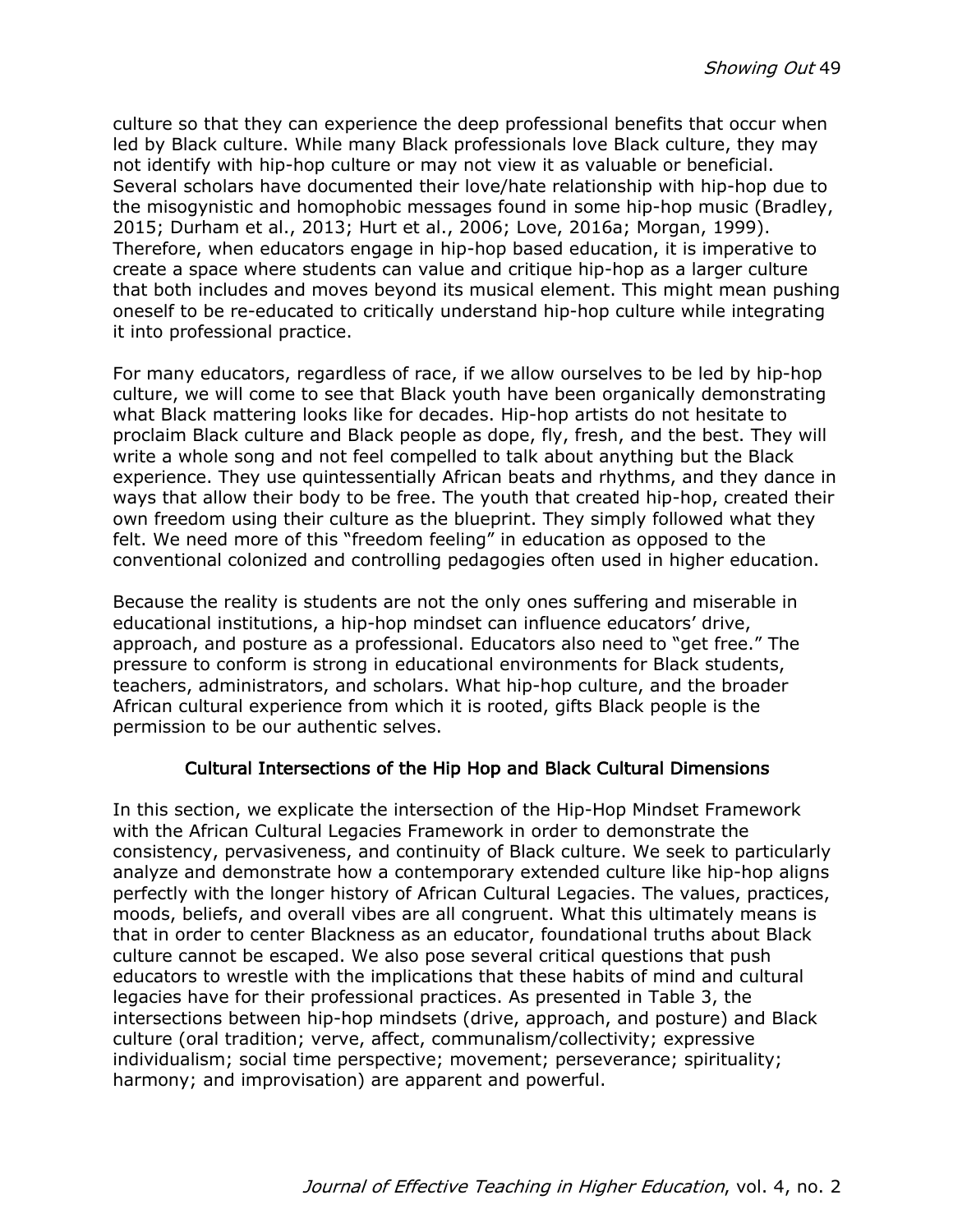culture so that they can experience the deep professional benefits that occur when led by Black culture. While many Black professionals love Black culture, they may not identify with hip-hop culture or may not view it as valuable or beneficial. Several scholars have documented their love/hate relationship with hip-hop due to the misogynistic and homophobic messages found in some hip-hop music (Bradley, 2015; Durham et al., 2013; Hurt et al., 2006; Love, 2016a; Morgan, 1999). Therefore, when educators engage in hip-hop based education, it is imperative to create a space where students can value and critique hip-hop as a larger culture that both includes and moves beyond its musical element. This might mean pushing oneself to be re-educated to critically understand hip-hop culture while integrating it into professional practice.

For many educators, regardless of race, if we allow ourselves to be led by hip-hop culture, we will come to see that Black youth have been organically demonstrating what Black mattering looks like for decades. Hip-hop artists do not hesitate to proclaim Black culture and Black people as dope, fly, fresh, and the best. They will write a whole song and not feel compelled to talk about anything but the Black experience. They use quintessentially African beats and rhythms, and they dance in ways that allow their body to be free. The youth that created hip-hop, created their own freedom using their culture as the blueprint. They simply followed what they felt. We need more of this "freedom feeling" in education as opposed to the conventional colonized and controlling pedagogies often used in higher education.

Because the reality is students are not the only ones suffering and miserable in educational institutions, a hip-hop mindset can influence educators' drive, approach, and posture as a professional. Educators also need to "get free." The pressure to conform is strong in educational environments for Black students, teachers, administrators, and scholars. What hip-hop culture, and the broader African cultural experience from which it is rooted, gifts Black people is the permission to be our authentic selves.

## Cultural Intersections of the Hip Hop and Black Cultural Dimensions

In this section, we explicate the intersection of the Hip-Hop Mindset Framework with the African Cultural Legacies Framework in order to demonstrate the consistency, pervasiveness, and continuity of Black culture. We seek to particularly analyze and demonstrate how a contemporary extended culture like hip-hop aligns perfectly with the longer history of African Cultural Legacies. The values, practices, moods, beliefs, and overall vibes are all congruent. What this ultimately means is that in order to center Blackness as an educator, foundational truths about Black culture cannot be escaped. We also pose several critical questions that push educators to wrestle with the implications that these habits of mind and cultural legacies have for their professional practices. As presented in Table 3, the intersections between hip-hop mindsets (drive, approach, and posture) and Black culture (oral tradition; verve, affect, communalism/collectivity; expressive individualism; social time perspective; movement; perseverance; spirituality; harmony; and improvisation) are apparent and powerful.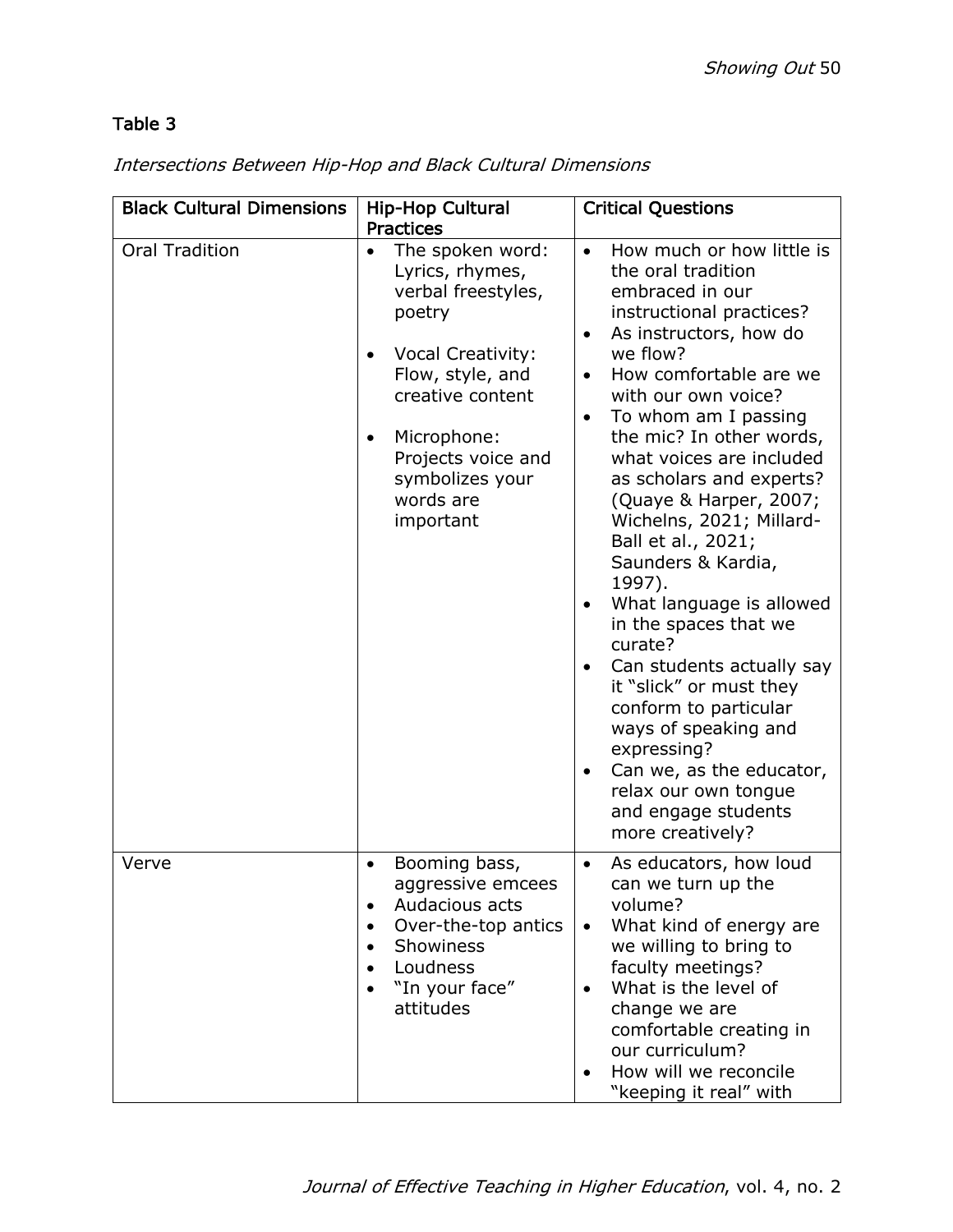Table 3

*Intersections Between Hip-Hop and Black Cultural Dimensions*

| Black Cultural Dimensions | Hip-Hop Cultural Practices | Critical Questions |
| --- | --- | --- |
| Oral Tradition | • The spoken word: Lyrics, rhymes, verbal freestyles, poetry<br><br>• Vocal Creativity: Flow, style, and creative content<br><br>• Microphone: Projects voice and symbolizes your words are important | • How much or how little is the oral tradition embraced in our instructional practices?<br>• As instructors, how do we flow?<br>• How comfortable are we with our own voice?<br>• To whom am I passing the mic? In other words, what voices are included as scholars and experts? (Quaye & Harper, 2007; Wichelns, 2021; Millard-Ball et al., 2021; Saunders & Kardia, 1997).<br>• What language is allowed in the spaces that we curate?<br>• Can students actually say it "slick" or must they conform to particular ways of speaking and expressing?<br>• Can we, as the educator, relax our own tongue and engage students more creatively? |
| Verve | • Booming bass, aggressive emcees<br>• Audacious acts<br>• Over-the-top antics<br>• Showiness<br>• Loudness<br>• "In your face" attitudes | • As educators, how loud can we turn up the volume?<br>• What kind of energy are we willing to bring to faculty meetings?<br>• What is the level of change we are comfortable creating in our curriculum?<br>• How will we reconcile "keeping it real" with |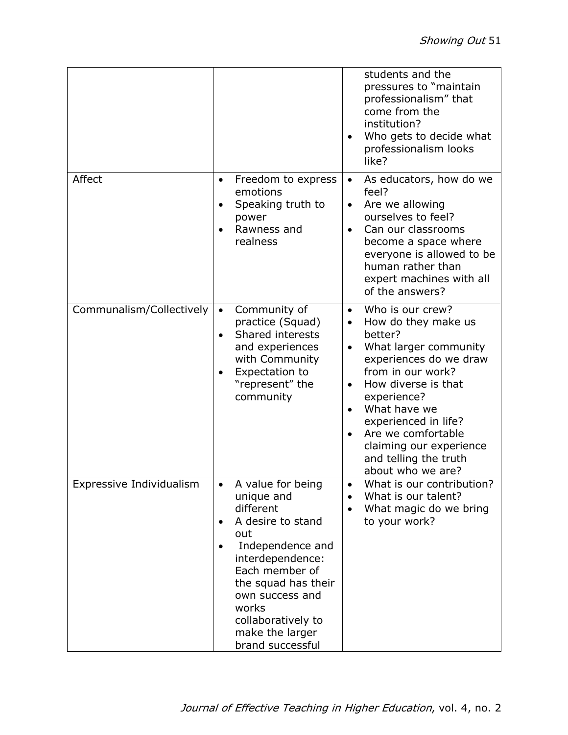| | | |
|---|---|---|
| | | students and the pressures to "maintain professionalism" that come from the institution?<br>• Who gets to decide what professionalism looks like? |
| Affect | • Freedom to express emotions<br>• Speaking truth to power<br>• Rawness and realness | • As educators, how do we feel?<br>• Are we allowing ourselves to feel?<br>• Can our classrooms become a space where everyone is allowed to be human rather than expert machines with all of the answers? |
| Communalism/Collectively | • Community of practice (Squad)<br>• Shared interests and experiences with Community<br>• Expectation to "represent" the community | • Who is our crew?<br>• How do they make us better?<br>• What larger community experiences do we draw from in our work?<br>• How diverse is that experience?<br>• What have we experienced in life?<br>• Are we comfortable claiming our experience and telling the truth about who we are? |
| Expressive Individualism | • A value for being unique and different<br>• A desire to stand out<br>• Independence and interdependence: Each member of the squad has their own success and works collaboratively to make the larger brand successful | • What is our contribution?<br>• What is our talent?<br>• What magic do we bring to your work? |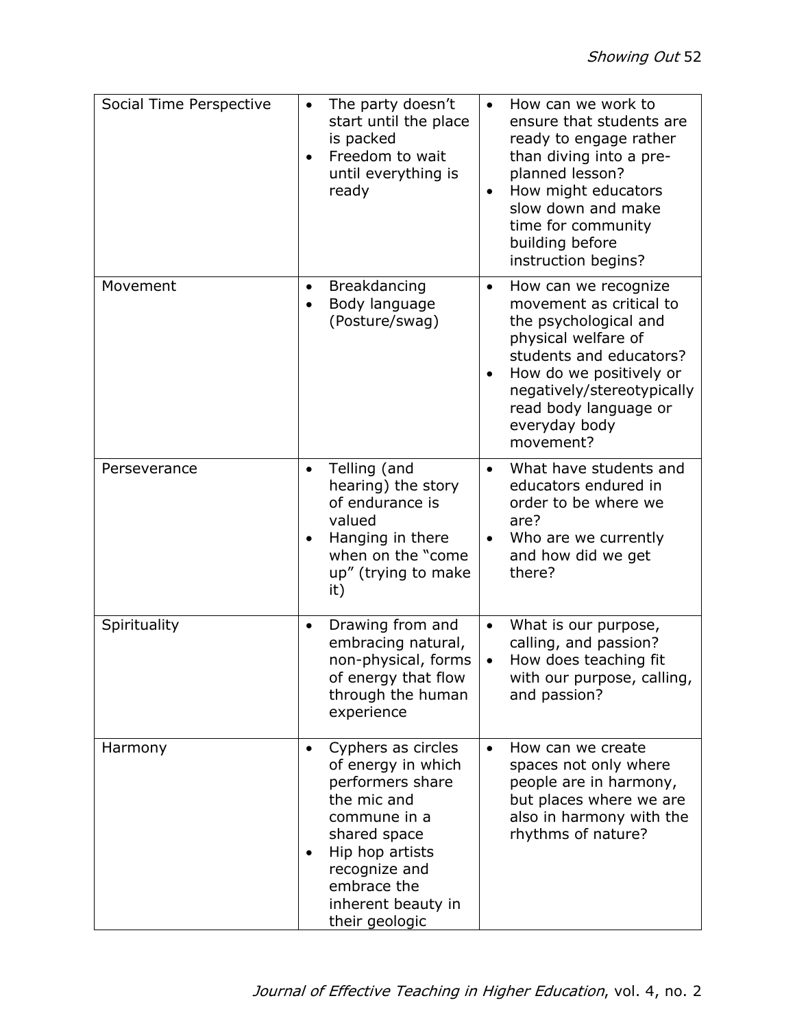| | | |
|---|---|---|
| Social Time Perspective | • The party doesn't start until the place is packed<br>• Freedom to wait until everything is ready | • How can we work to ensure that students are ready to engage rather than diving into a pre-planned lesson?<br>• How might educators slow down and make time for community building before instruction begins? |
| Movement | • Breakdancing<br>• Body language (Posture/swag) | • How can we recognize movement as critical to the psychological and physical welfare of students and educators?<br>• How do we positively or negatively/stereotypically read body language or everyday body movement? |
| Perseverance | • Telling (and hearing) the story of endurance is valued<br>• Hanging in there when on the "come up" (trying to make it) | • What have students and educators endured in order to be where we are?<br>• Who are we currently and how did we get there? |
| Spirituality | • Drawing from and embracing natural, non-physical, forms of energy that flow through the human experience | • What is our purpose, calling, and passion?<br>• How does teaching fit with our purpose, calling, and passion? |
| Harmony | • Cyphers as circles of energy in which performers share the mic and commune in a shared space<br>• Hip hop artists recognize and embrace the inherent beauty in their geologic | • How can we create spaces not only where people are in harmony, but places where we are also in harmony with the rhythms of nature? |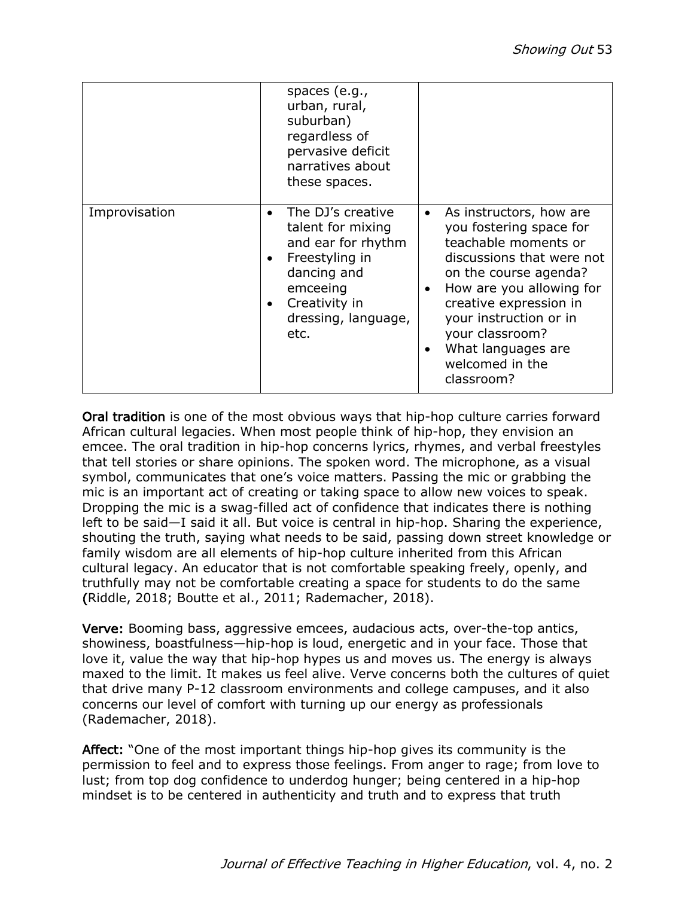| | | |
|---|---|---|
| | spaces (e.g., urban, rural, suburban) regardless of pervasive deficit narratives about these spaces. | |
| Improvisation | • The DJ's creative talent for mixing and ear for rhythm<br>• Freestyling in dancing and emceeing<br>• Creativity in dressing, language, etc. | • As instructors, how are you fostering space for teachable moments or discussions that were not on the course agenda?<br>• How are you allowing for creative expression in your instruction or in your classroom?<br>• What languages are welcomed in the classroom? |

**Oral tradition** is one of the most obvious ways that hip-hop culture carries forward African cultural legacies. When most people think of hip-hop, they envision an emcee. The oral tradition in hip-hop concerns lyrics, rhymes, and verbal freestyles that tell stories or share opinions. The spoken word. The microphone, as a visual symbol, communicates that one's voice matters. Passing the mic or grabbing the mic is an important act of creating or taking space to allow new voices to speak. Dropping the mic is a swag-filled act of confidence that indicates there is nothing left to be said—I said it all. But voice is central in hip-hop. Sharing the experience, shouting the truth, saying what needs to be said, passing down street knowledge or family wisdom are all elements of hip-hop culture inherited from this African cultural legacy. An educator that is not comfortable speaking freely, openly, and truthfully may not be comfortable creating a space for students to do the same (Riddle, 2018; Boutte et al., 2011; Rademacher, 2018).

**Verve:** Booming bass, aggressive emcees, audacious acts, over-the-top antics, showiness, boastfulness—hip-hop is loud, energetic and in your face. Those that love it, value the way that hip-hop hypes us and moves us. The energy is always maxed to the limit. It makes us feel alive. Verve concerns both the cultures of quiet that drive many P-12 classroom environments and college campuses, and it also concerns our level of comfort with turning up our energy as professionals (Rademacher, 2018).

**Affect:** "One of the most important things hip-hop gives its community is the permission to feel and to express those feelings. From anger to rage; from love to lust; from top dog confidence to underdog hunger; being centered in a hip-hop mindset is to be centered in authenticity and truth and to express that truth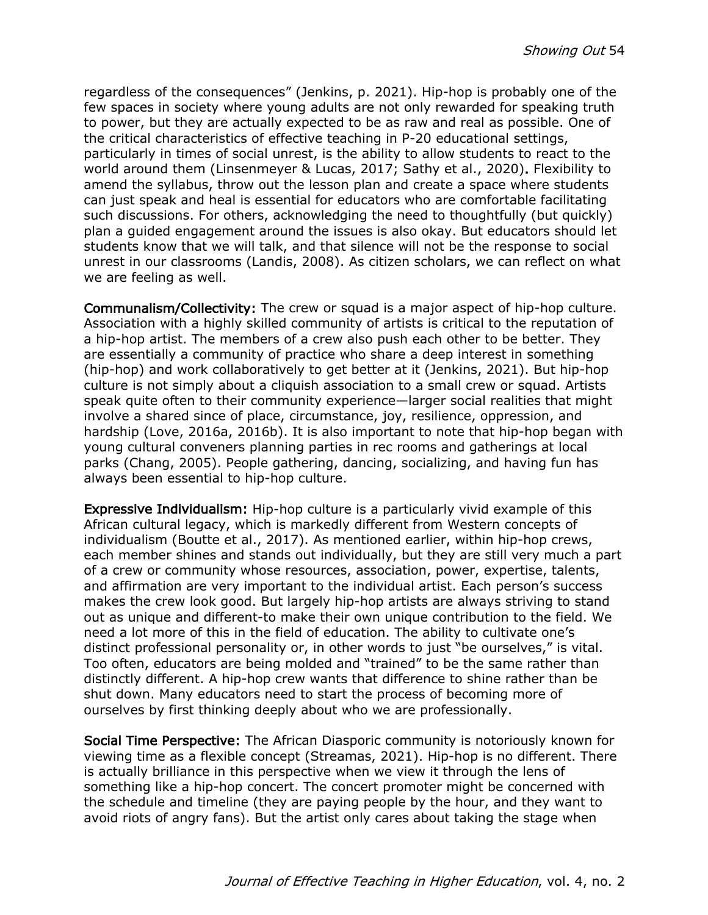regardless of the consequences" (Jenkins, p. 2021). Hip-hop is probably one of the few spaces in society where young adults are not only rewarded for speaking truth to power, but they are actually expected to be as raw and real as possible. One of the critical characteristics of effective teaching in P-20 educational settings, particularly in times of social unrest, is the ability to allow students to react to the world around them (Linsenmeyer & Lucas, 2017; Sathy et al., 2020)**.** Flexibility to amend the syllabus, throw out the lesson plan and create a space where students can just speak and heal is essential for educators who are comfortable facilitating such discussions. For others, acknowledging the need to thoughtfully (but quickly) plan a guided engagement around the issues is also okay. But educators should let students know that we will talk, and that silence will not be the response to social unrest in our classrooms (Landis, 2008). As citizen scholars, we can reflect on what we are feeling as well.

**Communalism/Collectivity:** The crew or squad is a major aspect of hip-hop culture. Association with a highly skilled community of artists is critical to the reputation of a hip-hop artist. The members of a crew also push each other to be better. They are essentially a community of practice who share a deep interest in something (hip-hop) and work collaboratively to get better at it (Jenkins, 2021). But hip-hop culture is not simply about a cliquish association to a small crew or squad. Artists speak quite often to their community experience—larger social realities that might involve a shared since of place, circumstance, joy, resilience, oppression, and hardship (Love, 2016a, 2016b). It is also important to note that hip-hop began with young cultural conveners planning parties in rec rooms and gatherings at local parks (Chang, 2005). People gathering, dancing, socializing, and having fun has always been essential to hip-hop culture.

**Expressive Individualism:** Hip-hop culture is a particularly vivid example of this African cultural legacy, which is markedly different from Western concepts of individualism (Boutte et al., 2017). As mentioned earlier, within hip-hop crews, each member shines and stands out individually, but they are still very much a part of a crew or community whose resources, association, power, expertise, talents, and affirmation are very important to the individual artist. Each person's success makes the crew look good. But largely hip-hop artists are always striving to stand out as unique and different-to make their own unique contribution to the field. We need a lot more of this in the field of education. The ability to cultivate one's distinct professional personality or, in other words to just "be ourselves," is vital. Too often, educators are being molded and "trained" to be the same rather than distinctly different. A hip-hop crew wants that difference to shine rather than be shut down. Many educators need to start the process of becoming more of ourselves by first thinking deeply about who we are professionally.

**Social Time Perspective:** The African Diasporic community is notoriously known for viewing time as a flexible concept (Streamas, 2021). Hip-hop is no different. There is actually brilliance in this perspective when we view it through the lens of something like a hip-hop concert. The concert promoter might be concerned with the schedule and timeline (they are paying people by the hour, and they want to avoid riots of angry fans). But the artist only cares about taking the stage when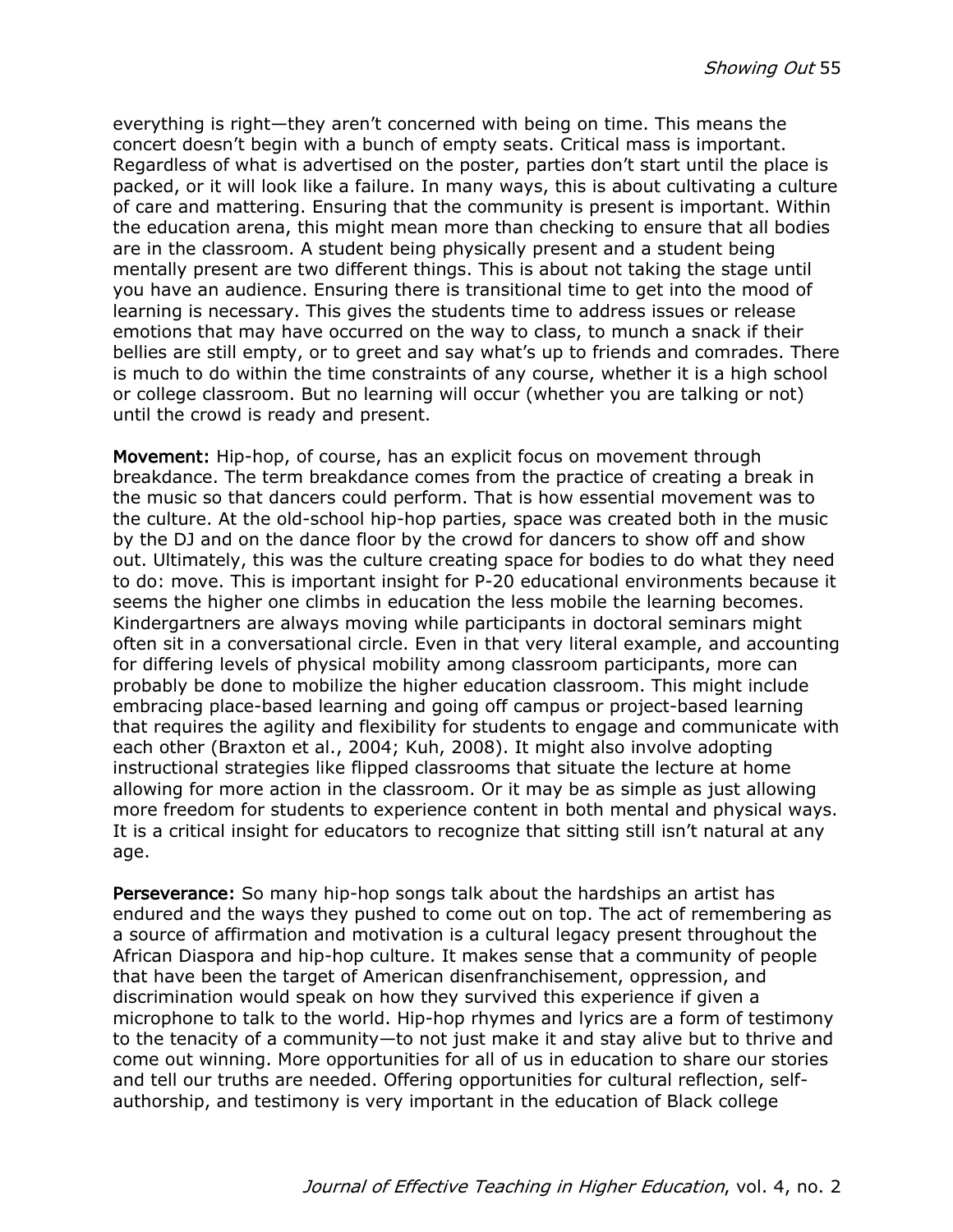everything is right—they aren't concerned with being on time. This means the concert doesn't begin with a bunch of empty seats. Critical mass is important. Regardless of what is advertised on the poster, parties don't start until the place is packed, or it will look like a failure. In many ways, this is about cultivating a culture of care and mattering. Ensuring that the community is present is important. Within the education arena, this might mean more than checking to ensure that all bodies are in the classroom. A student being physically present and a student being mentally present are two different things. This is about not taking the stage until you have an audience. Ensuring there is transitional time to get into the mood of learning is necessary. This gives the students time to address issues or release emotions that may have occurred on the way to class, to munch a snack if their bellies are still empty, or to greet and say what's up to friends and comrades. There is much to do within the time constraints of any course, whether it is a high school or college classroom. But no learning will occur (whether you are talking or not) until the crowd is ready and present.

**Movement:** Hip-hop, of course, has an explicit focus on movement through breakdance. The term breakdance comes from the practice of creating a break in the music so that dancers could perform. That is how essential movement was to the culture. At the old-school hip-hop parties, space was created both in the music by the DJ and on the dance floor by the crowd for dancers to show off and show out. Ultimately, this was the culture creating space for bodies to do what they need to do: move. This is important insight for P-20 educational environments because it seems the higher one climbs in education the less mobile the learning becomes. Kindergartners are always moving while participants in doctoral seminars might often sit in a conversational circle. Even in that very literal example, and accounting for differing levels of physical mobility among classroom participants, more can probably be done to mobilize the higher education classroom. This might include embracing place-based learning and going off campus or project-based learning that requires the agility and flexibility for students to engage and communicate with each other (Braxton et al., 2004; Kuh, 2008). It might also involve adopting instructional strategies like flipped classrooms that situate the lecture at home allowing for more action in the classroom. Or it may be as simple as just allowing more freedom for students to experience content in both mental and physical ways. It is a critical insight for educators to recognize that sitting still isn't natural at any age.

**Perseverance:** So many hip-hop songs talk about the hardships an artist has endured and the ways they pushed to come out on top. The act of remembering as a source of affirmation and motivation is a cultural legacy present throughout the African Diaspora and hip-hop culture. It makes sense that a community of people that have been the target of American disenfranchisement, oppression, and discrimination would speak on how they survived this experience if given a microphone to talk to the world. Hip-hop rhymes and lyrics are a form of testimony to the tenacity of a community—to not just make it and stay alive but to thrive and come out winning. More opportunities for all of us in education to share our stories and tell our truths are needed. Offering opportunities for cultural reflection, self-authorship, and testimony is very important in the education of Black college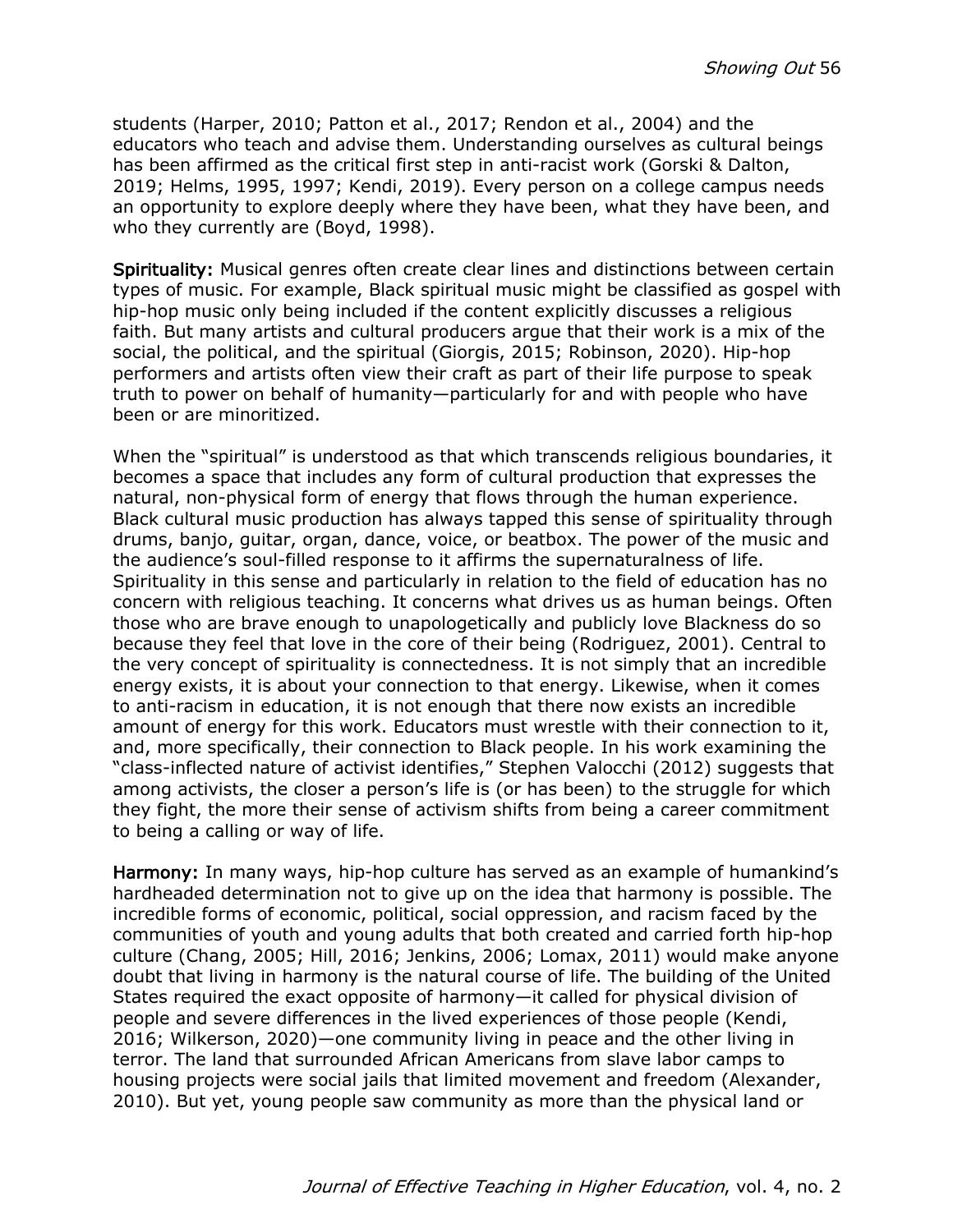students (Harper, 2010; Patton et al., 2017; Rendon et al., 2004) and the educators who teach and advise them. Understanding ourselves as cultural beings has been affirmed as the critical first step in anti-racist work (Gorski & Dalton, 2019; Helms, 1995, 1997; Kendi, 2019). Every person on a college campus needs an opportunity to explore deeply where they have been, what they have been, and who they currently are (Boyd, 1998).

**Spirituality:** Musical genres often create clear lines and distinctions between certain types of music. For example, Black spiritual music might be classified as gospel with hip-hop music only being included if the content explicitly discusses a religious faith. But many artists and cultural producers argue that their work is a mix of the social, the political, and the spiritual (Giorgis, 2015; Robinson, 2020). Hip-hop performers and artists often view their craft as part of their life purpose to speak truth to power on behalf of humanity—particularly for and with people who have been or are minoritized.

When the "spiritual" is understood as that which transcends religious boundaries, it becomes a space that includes any form of cultural production that expresses the natural, non-physical form of energy that flows through the human experience. Black cultural music production has always tapped this sense of spirituality through drums, banjo, guitar, organ, dance, voice, or beatbox. The power of the music and the audience's soul-filled response to it affirms the supernaturalness of life. Spirituality in this sense and particularly in relation to the field of education has no concern with religious teaching. It concerns what drives us as human beings. Often those who are brave enough to unapologetically and publicly love Blackness do so because they feel that love in the core of their being (Rodriguez, 2001). Central to the very concept of spirituality is connectedness. It is not simply that an incredible energy exists, it is about your connection to that energy. Likewise, when it comes to anti-racism in education, it is not enough that there now exists an incredible amount of energy for this work. Educators must wrestle with their connection to it, and, more specifically, their connection to Black people. In his work examining the "class-inflected nature of activist identifies," Stephen Valocchi (2012) suggests that among activists, the closer a person's life is (or has been) to the struggle for which they fight, the more their sense of activism shifts from being a career commitment to being a calling or way of life.

**Harmony:** In many ways, hip-hop culture has served as an example of humankind's hardheaded determination not to give up on the idea that harmony is possible. The incredible forms of economic, political, social oppression, and racism faced by the communities of youth and young adults that both created and carried forth hip-hop culture (Chang, 2005; Hill, 2016; Jenkins, 2006; Lomax, 2011) would make anyone doubt that living in harmony is the natural course of life. The building of the United States required the exact opposite of harmony—it called for physical division of people and severe differences in the lived experiences of those people (Kendi, 2016; Wilkerson, 2020)—one community living in peace and the other living in terror. The land that surrounded African Americans from slave labor camps to housing projects were social jails that limited movement and freedom (Alexander, 2010). But yet, young people saw community as more than the physical land or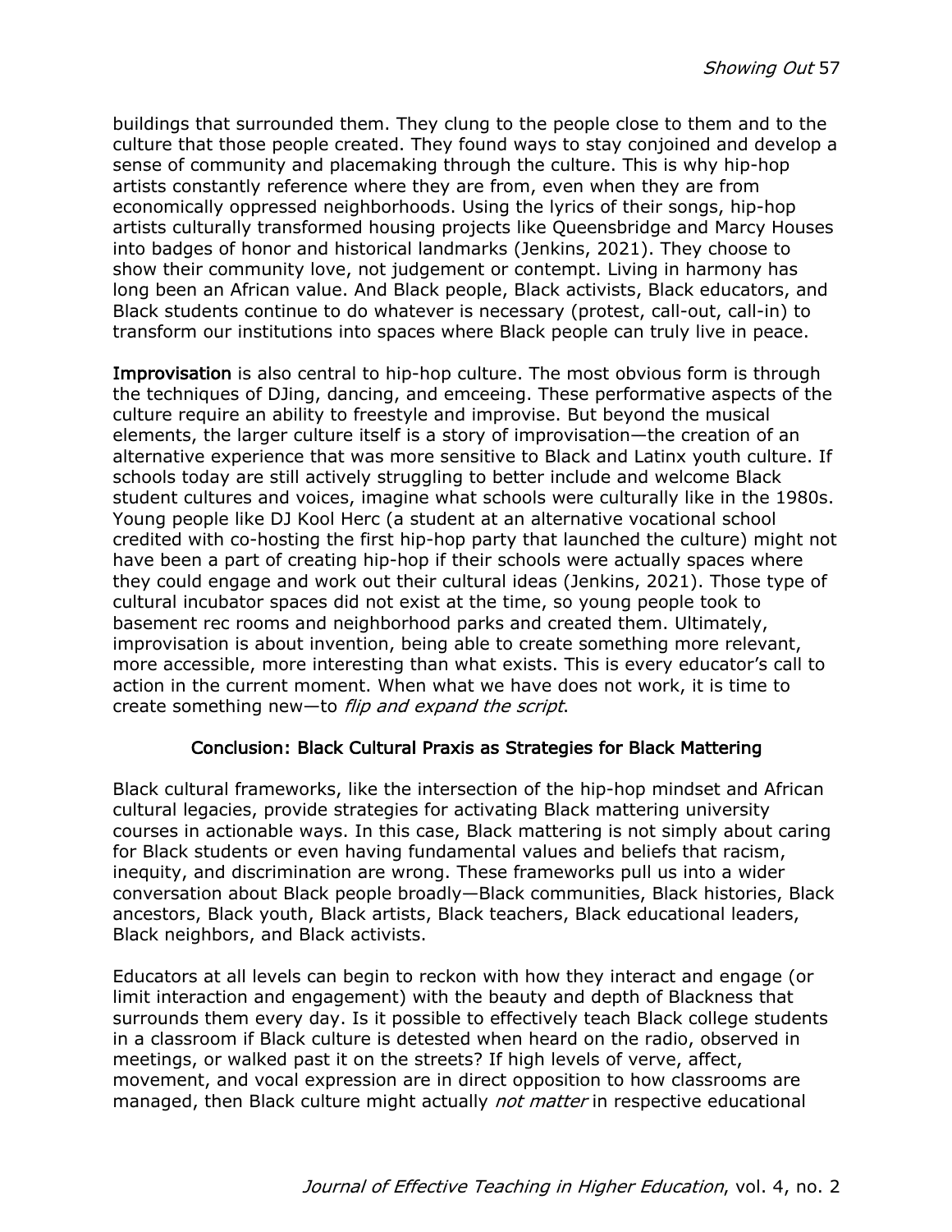buildings that surrounded them. They clung to the people close to them and to the culture that those people created. They found ways to stay conjoined and develop a sense of community and placemaking through the culture. This is why hip-hop artists constantly reference where they are from, even when they are from economically oppressed neighborhoods. Using the lyrics of their songs, hip-hop artists culturally transformed housing projects like Queensbridge and Marcy Houses into badges of honor and historical landmarks (Jenkins, 2021). They choose to show their community love, not judgement or contempt. Living in harmony has long been an African value. And Black people, Black activists, Black educators, and Black students continue to do whatever is necessary (protest, call-out, call-in) to transform our institutions into spaces where Black people can truly live in peace.

**Improvisation** is also central to hip-hop culture. The most obvious form is through the techniques of DJing, dancing, and emceeing. These performative aspects of the culture require an ability to freestyle and improvise. But beyond the musical elements, the larger culture itself is a story of improvisation—the creation of an alternative experience that was more sensitive to Black and Latinx youth culture. If schools today are still actively struggling to better include and welcome Black student cultures and voices, imagine what schools were culturally like in the 1980s. Young people like DJ Kool Herc (a student at an alternative vocational school credited with co-hosting the first hip-hop party that launched the culture) might not have been a part of creating hip-hop if their schools were actually spaces where they could engage and work out their cultural ideas (Jenkins, 2021). Those type of cultural incubator spaces did not exist at the time, so young people took to basement rec rooms and neighborhood parks and created them. Ultimately, improvisation is about invention, being able to create something more relevant, more accessible, more interesting than what exists. This is every educator's call to action in the current moment. When what we have does not work, it is time to create something new—to *flip and expand the script*.

## Conclusion: Black Cultural Praxis as Strategies for Black Mattering

Black cultural frameworks, like the intersection of the hip-hop mindset and African cultural legacies, provide strategies for activating Black mattering university courses in actionable ways. In this case, Black mattering is not simply about caring for Black students or even having fundamental values and beliefs that racism, inequity, and discrimination are wrong. These frameworks pull us into a wider conversation about Black people broadly—Black communities, Black histories, Black ancestors, Black youth, Black artists, Black teachers, Black educational leaders, Black neighbors, and Black activists.

Educators at all levels can begin to reckon with how they interact and engage (or limit interaction and engagement) with the beauty and depth of Blackness that surrounds them every day. Is it possible to effectively teach Black college students in a classroom if Black culture is detested when heard on the radio, observed in meetings, or walked past it on the streets? If high levels of verve, affect, movement, and vocal expression are in direct opposition to how classrooms are managed, then Black culture might actually *not matter* in respective educational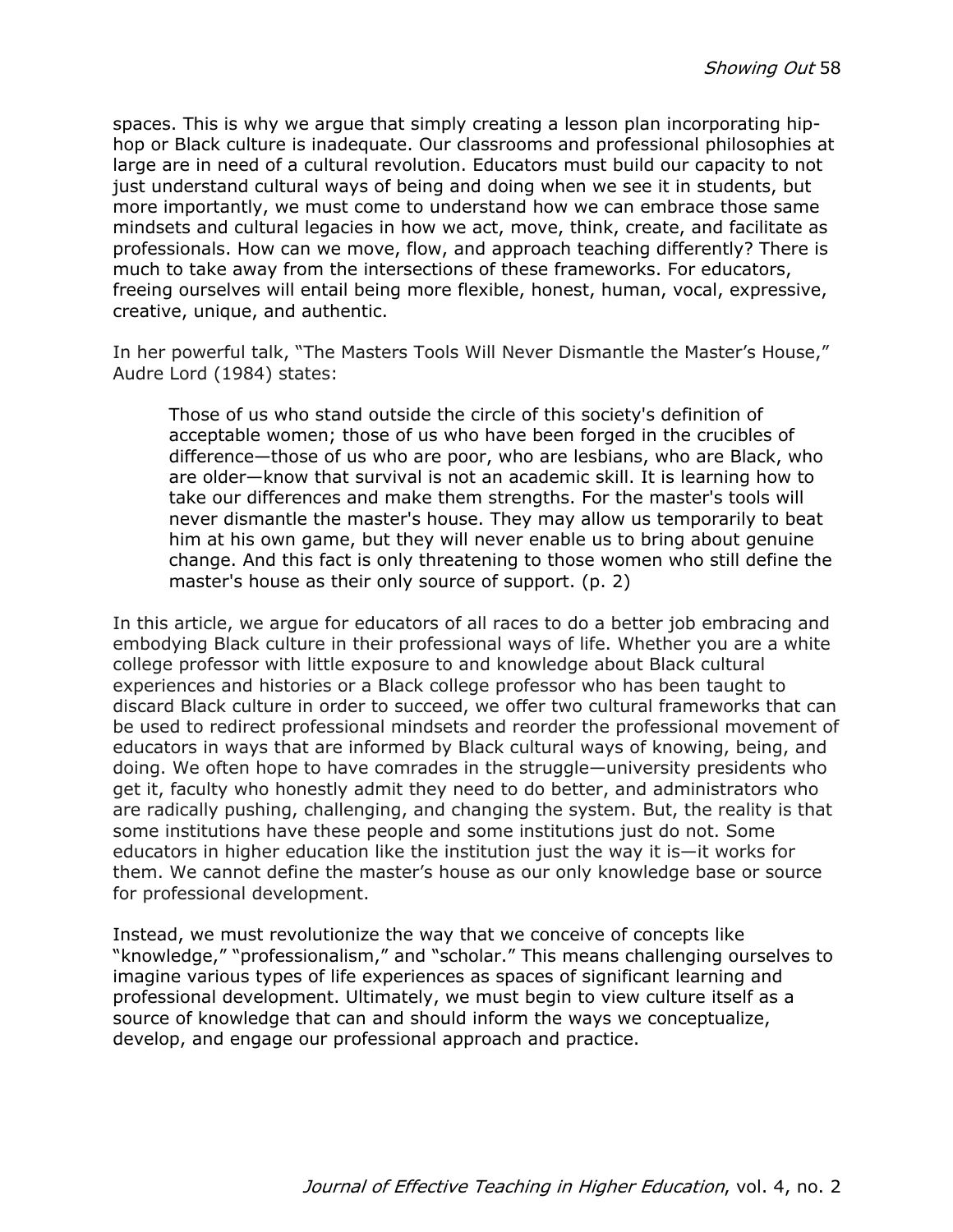spaces. This is why we argue that simply creating a lesson plan incorporating hip-hop or Black culture is inadequate. Our classrooms and professional philosophies at large are in need of a cultural revolution. Educators must build our capacity to not just understand cultural ways of being and doing when we see it in students, but more importantly, we must come to understand how we can embrace those same mindsets and cultural legacies in how we act, move, think, create, and facilitate as professionals. How can we move, flow, and approach teaching differently? There is much to take away from the intersections of these frameworks. For educators, freeing ourselves will entail being more flexible, honest, human, vocal, expressive, creative, unique, and authentic.

In her powerful talk, "The Masters Tools Will Never Dismantle the Master's House," Audre Lord (1984) states:

> Those of us who stand outside the circle of this society's definition of acceptable women; those of us who have been forged in the crucibles of difference—those of us who are poor, who are lesbians, who are Black, who are older—know that survival is not an academic skill. It is learning how to take our differences and make them strengths. For the master's tools will never dismantle the master's house. They may allow us temporarily to beat him at his own game, but they will never enable us to bring about genuine change. And this fact is only threatening to those women who still define the master's house as their only source of support. (p. 2)

In this article, we argue for educators of all races to do a better job embracing and embodying Black culture in their professional ways of life. Whether you are a white college professor with little exposure to and knowledge about Black cultural experiences and histories or a Black college professor who has been taught to discard Black culture in order to succeed, we offer two cultural frameworks that can be used to redirect professional mindsets and reorder the professional movement of educators in ways that are informed by Black cultural ways of knowing, being, and doing. We often hope to have comrades in the struggle—university presidents who get it, faculty who honestly admit they need to do better, and administrators who are radically pushing, challenging, and changing the system. But, the reality is that some institutions have these people and some institutions just do not. Some educators in higher education like the institution just the way it is—it works for them. We cannot define the master's house as our only knowledge base or source for professional development.

Instead, we must revolutionize the way that we conceive of concepts like "knowledge," "professionalism," and "scholar." This means challenging ourselves to imagine various types of life experiences as spaces of significant learning and professional development. Ultimately, we must begin to view culture itself as a source of knowledge that can and should inform the ways we conceptualize, develop, and engage our professional approach and practice.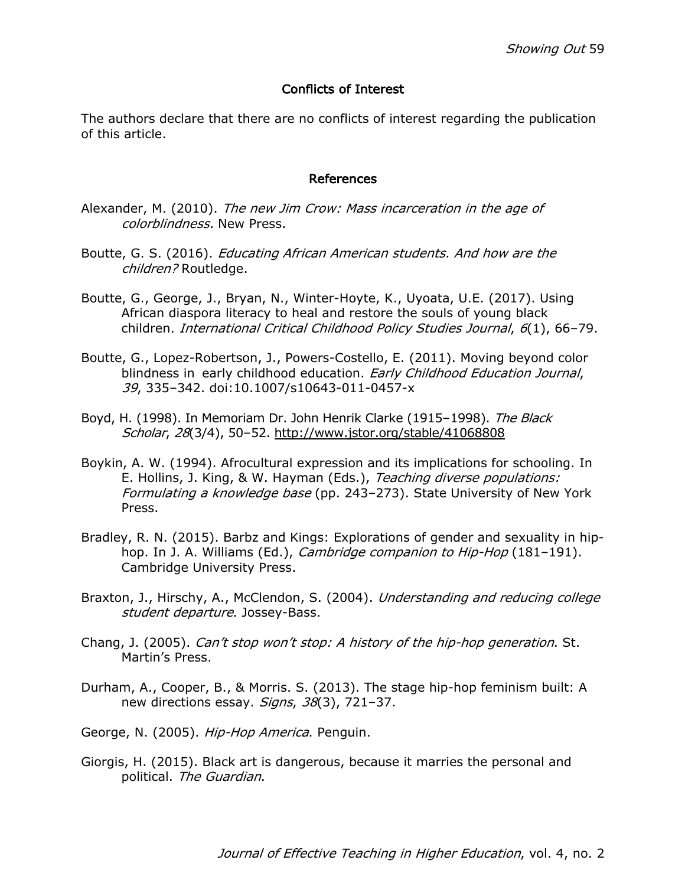## Conflicts of Interest

The authors declare that there are no conflicts of interest regarding the publication of this article.

## References

Alexander, M. (2010). *The new Jim Crow: Mass incarceration in the age of colorblindness.* New Press.

Boutte, G. S. (2016). *Educating African American students. And how are the children?* Routledge.

Boutte, G., George, J., Bryan, N., Winter-Hoyte, K., Uyoata, U.E. (2017). Using African diaspora literacy to heal and restore the souls of young black children. *International Critical Childhood Policy Studies Journal*, *6*(1), 66–79.

Boutte, G., Lopez-Robertson, J., Powers-Costello, E. (2011). Moving beyond color blindness in early childhood education. *Early Childhood Education Journal*, *39*, 335–342. doi:10.1007/s10643-011-0457-x

Boyd, H. (1998). In Memoriam Dr. John Henrik Clarke (1915–1998). *The Black Scholar*, *28*(3/4), 50–52. http://www.jstor.org/stable/41068808

Boykin, A. W. (1994). Afrocultural expression and its implications for schooling. In E. Hollins, J. King, & W. Hayman (Eds.), *Teaching diverse populations: Formulating a knowledge base* (pp. 243–273). State University of New York Press.

Bradley, R. N. (2015). Barbz and Kings: Explorations of gender and sexuality in hip-hop. In J. A. Williams (Ed.), *Cambridge companion to Hip-Hop* (181–191). Cambridge University Press.

Braxton, J., Hirschy, A., McClendon, S. (2004). *Understanding and reducing college student departure*. Jossey-Bass.

Chang, J. (2005). *Can't stop won't stop: A history of the hip-hop generation*. St. Martin's Press.

Durham, A., Cooper, B., & Morris. S. (2013). The stage hip-hop feminism built: A new directions essay. *Signs*, *38*(3), 721–37.

George, N. (2005). *Hip-Hop America*. Penguin.

Giorgis, H. (2015). Black art is dangerous, because it marries the personal and political. *The Guardian*.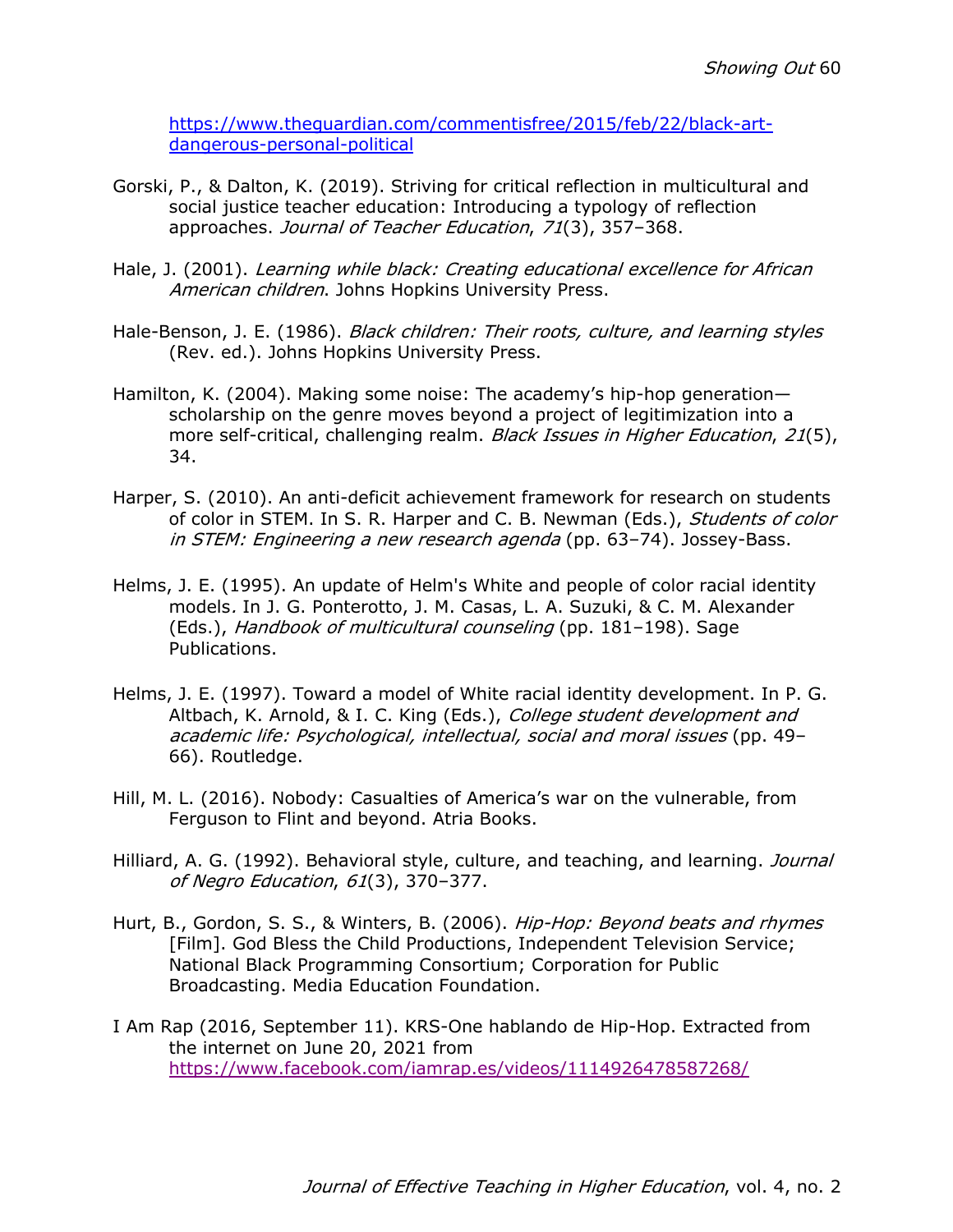https://www.theguardian.com/commentisfree/2015/feb/22/black-art-dangerous-personal-political

Gorski, P., & Dalton, K. (2019). Striving for critical reflection in multicultural and social justice teacher education: Introducing a typology of reflection approaches. *Journal of Teacher Education*, *71*(3), 357–368.

Hale, J. (2001). *Learning while black: Creating educational excellence for African American children*. Johns Hopkins University Press.

Hale-Benson, J. E. (1986). *Black children: Their roots, culture, and learning styles* (Rev. ed.). Johns Hopkins University Press.

Hamilton, K. (2004). Making some noise: The academy's hip-hop generation—scholarship on the genre moves beyond a project of legitimization into a more self-critical, challenging realm. *Black Issues in Higher Education*, *21*(5), 34.

Harper, S. (2010). An anti-deficit achievement framework for research on students of color in STEM. In S. R. Harper and C. B. Newman (Eds.), *Students of color in STEM: Engineering a new research agenda* (pp. 63–74). Jossey-Bass.

Helms, J. E. (1995). An update of Helm's White and people of color racial identity models. In J. G. Ponterotto, J. M. Casas, L. A. Suzuki, & C. M. Alexander (Eds.), *Handbook of multicultural counseling* (pp. 181–198). Sage Publications.

Helms, J. E. (1997). Toward a model of White racial identity development. In P. G. Altbach, K. Arnold, & I. C. King (Eds.), *College student development and academic life: Psychological, intellectual, social and moral issues* (pp. 49–66). Routledge.

Hill, M. L. (2016). Nobody: Casualties of America's war on the vulnerable, from Ferguson to Flint and beyond. Atria Books.

Hilliard, A. G. (1992). Behavioral style, culture, and teaching, and learning. *Journal of Negro Education*, *61*(3), 370–377.

Hurt, B., Gordon, S. S., & Winters, B. (2006). *Hip-Hop: Beyond beats and rhymes* [Film]. God Bless the Child Productions, Independent Television Service; National Black Programming Consortium; Corporation for Public Broadcasting. Media Education Foundation.

I Am Rap (2016, September 11). KRS-One hablando de Hip-Hop. Extracted from the internet on June 20, 2021 from https://www.facebook.com/iamrap.es/videos/1114926478587268/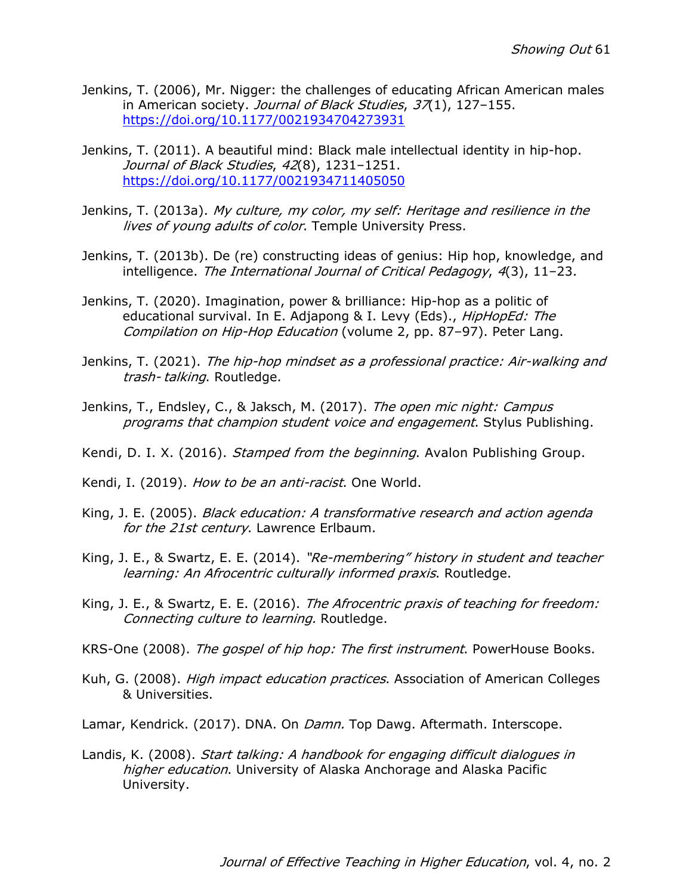Jenkins, T. (2006), Mr. Nigger: the challenges of educating African American males in American society. *Journal of Black Studies*, *37*(1), 127–155. https://doi.org/10.1177/0021934704273931

Jenkins, T. (2011). A beautiful mind: Black male intellectual identity in hip-hop. *Journal of Black Studies*, *42*(8), 1231–1251. https://doi.org/10.1177/0021934711405050

Jenkins, T. (2013a). *My culture, my color, my self: Heritage and resilience in the lives of young adults of color*. Temple University Press.

Jenkins, T. (2013b). De (re) constructing ideas of genius: Hip hop, knowledge, and intelligence. *The International Journal of Critical Pedagogy*, *4*(3), 11–23.

Jenkins, T. (2020). Imagination, power & brilliance: Hip-hop as a politic of educational survival. In E. Adjapong & I. Levy (Eds)., *HipHopEd: The Compilation on Hip-Hop Education* (volume 2, pp. 87–97). Peter Lang.

Jenkins, T. (2021). *The hip-hop mindset as a professional practice: Air-walking and trash- talking*. Routledge.

Jenkins, T., Endsley, C., & Jaksch, M. (2017). *The open mic night: Campus programs that champion student voice and engagement*. Stylus Publishing.

Kendi, D. I. X. (2016). *Stamped from the beginning*. Avalon Publishing Group.

Kendi, I. (2019). *How to be an anti-racist*. One World.

King, J. E. (2005). *Black education: A transformative research and action agenda for the 21st century*. Lawrence Erlbaum.

King, J. E., & Swartz, E. E. (2014). *"Re-membering" history in student and teacher learning: An Afrocentric culturally informed praxis*. Routledge.

King, J. E., & Swartz, E. E. (2016). *The Afrocentric praxis of teaching for freedom: Connecting culture to learning.* Routledge.

KRS-One (2008). *The gospel of hip hop: The first instrument*. PowerHouse Books.

Kuh, G. (2008). *High impact education practices*. Association of American Colleges & Universities.

Lamar, Kendrick. (2017). DNA. On *Damn.* Top Dawg. Aftermath. Interscope.

Landis, K. (2008). *Start talking: A handbook for engaging difficult dialogues in higher education*. University of Alaska Anchorage and Alaska Pacific University.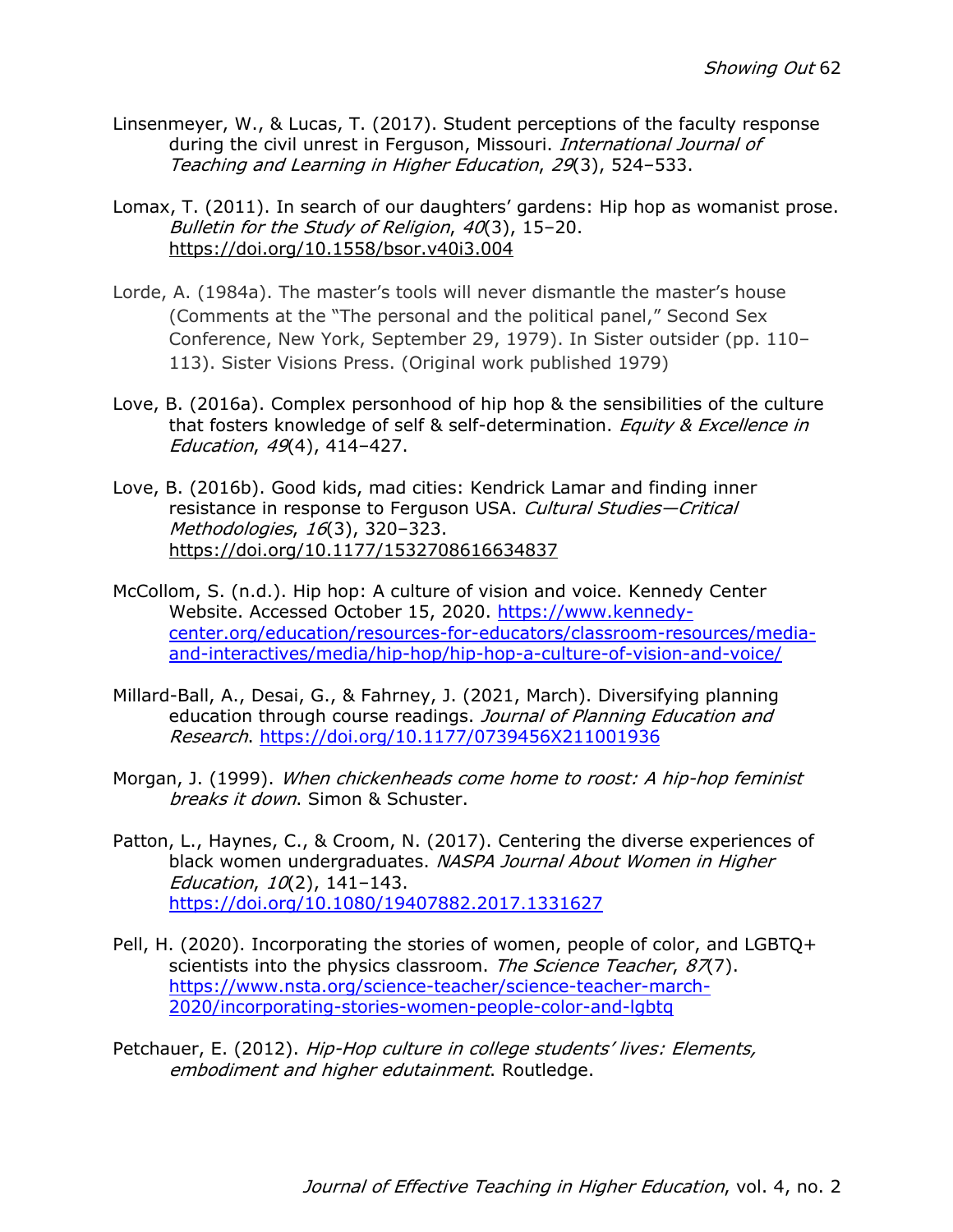Linsenmeyer, W., & Lucas, T. (2017). Student perceptions of the faculty response during the civil unrest in Ferguson, Missouri. *International Journal of Teaching and Learning in Higher Education*, *29*(3), 524–533.

Lomax, T. (2011). In search of our daughters' gardens: Hip hop as womanist prose. *Bulletin for the Study of Religion*, *40*(3), 15–20. https://doi.org/10.1558/bsor.v40i3.004

Lorde, A. (1984a). The master's tools will never dismantle the master's house (Comments at the "The personal and the political panel," Second Sex Conference, New York, September 29, 1979). In Sister outsider (pp. 110–113). Sister Visions Press. (Original work published 1979)

Love, B. (2016a). Complex personhood of hip hop & the sensibilities of the culture that fosters knowledge of self & self-determination. *Equity & Excellence in Education*, *49*(4), 414–427.

Love, B. (2016b). Good kids, mad cities: Kendrick Lamar and finding inner resistance in response to Ferguson USA. *Cultural Studies—Critical Methodologies*, *16*(3), 320–323. https://doi.org/10.1177/1532708616634837

McCollom, S. (n.d.). Hip hop: A culture of vision and voice. Kennedy Center Website. Accessed October 15, 2020. https://www.kennedy-center.org/education/resources-for-educators/classroom-resources/media-and-interactives/media/hip-hop/hip-hop-a-culture-of-vision-and-voice/

Millard-Ball, A., Desai, G., & Fahrney, J. (2021, March). Diversifying planning education through course readings. *Journal of Planning Education and Research*. https://doi.org/10.1177/0739456X211001936

Morgan, J. (1999). *When chickenheads come home to roost: A hip-hop feminist breaks it down*. Simon & Schuster.

Patton, L., Haynes, C., & Croom, N. (2017). Centering the diverse experiences of black women undergraduates. *NASPA Journal About Women in Higher Education*, *10*(2), 141–143. https://doi.org/10.1080/19407882.2017.1331627

Pell, H. (2020). Incorporating the stories of women, people of color, and LGBTQ+ scientists into the physics classroom. *The Science Teacher*, *87*(7). https://www.nsta.org/science-teacher/science-teacher-march-2020/incorporating-stories-women-people-color-and-lgbtq

Petchauer, E. (2012). *Hip-Hop culture in college students' lives: Elements, embodiment and higher edutainment*. Routledge.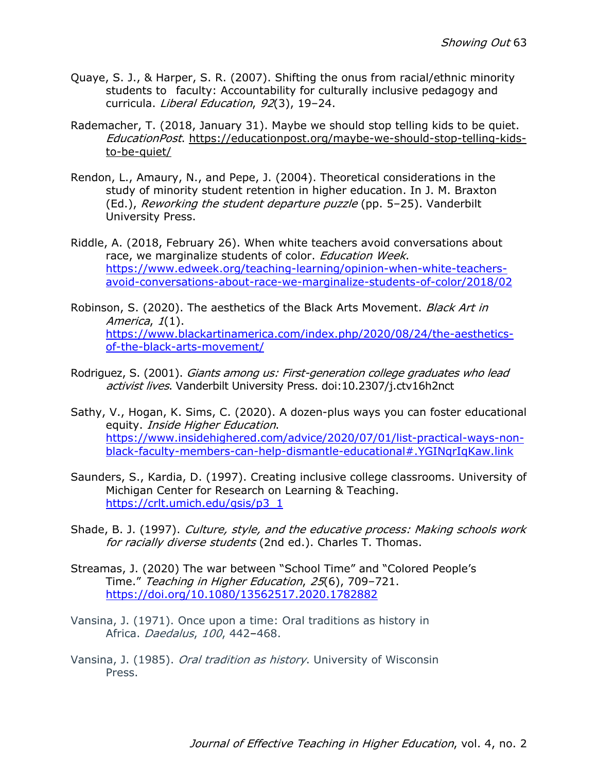Quaye, S. J., & Harper, S. R. (2007). Shifting the onus from racial/ethnic minority students to faculty: Accountability for culturally inclusive pedagogy and curricula. *Liberal Education*, *92*(3), 19–24.

Rademacher, T. (2018, January 31). Maybe we should stop telling kids to be quiet. *EducationPost*. https://educationpost.org/maybe-we-should-stop-telling-kids-to-be-quiet/

Rendon, L., Amaury, N., and Pepe, J. (2004). Theoretical considerations in the study of minority student retention in higher education. In J. M. Braxton (Ed.), *Reworking the student departure puzzle* (pp. 5–25). Vanderbilt University Press.

Riddle, A. (2018, February 26). When white teachers avoid conversations about race, we marginalize students of color. *Education Week*. https://www.edweek.org/teaching-learning/opinion-when-white-teachers-avoid-conversations-about-race-we-marginalize-students-of-color/2018/02

Robinson, S. (2020). The aesthetics of the Black Arts Movement. *Black Art in America*, *1*(1). https://www.blackartinamerica.com/index.php/2020/08/24/the-aesthetics-of-the-black-arts-movement/

Rodriguez, S. (2001). *Giants among us: First-generation college graduates who lead activist lives*. Vanderbilt University Press. doi:10.2307/j.ctv16h2nct

Sathy, V., Hogan, K. Sims, C. (2020). A dozen-plus ways you can foster educational equity. *Inside Higher Education*. https://www.insidehighered.com/advice/2020/07/01/list-practical-ways-non-black-faculty-members-can-help-dismantle-educational#.YGINqrIqKaw.link

Saunders, S., Kardia, D. (1997). Creating inclusive college classrooms. University of Michigan Center for Research on Learning & Teaching. https://crlt.umich.edu/gsis/p3_1

Shade, B. J. (1997). *Culture, style, and the educative process: Making schools work for racially diverse students* (2nd ed.). Charles T. Thomas.

Streamas, J. (2020) The war between "School Time" and "Colored People's Time." *Teaching in Higher Education*, *25*(6), 709–721. https://doi.org/10.1080/13562517.2020.1782882

Vansina, J. (1971). Once upon a time: Oral traditions as history in Africa. *Daedalus*, *100*, 442–468.

Vansina, J. (1985). *Oral tradition as history*. University of Wisconsin Press.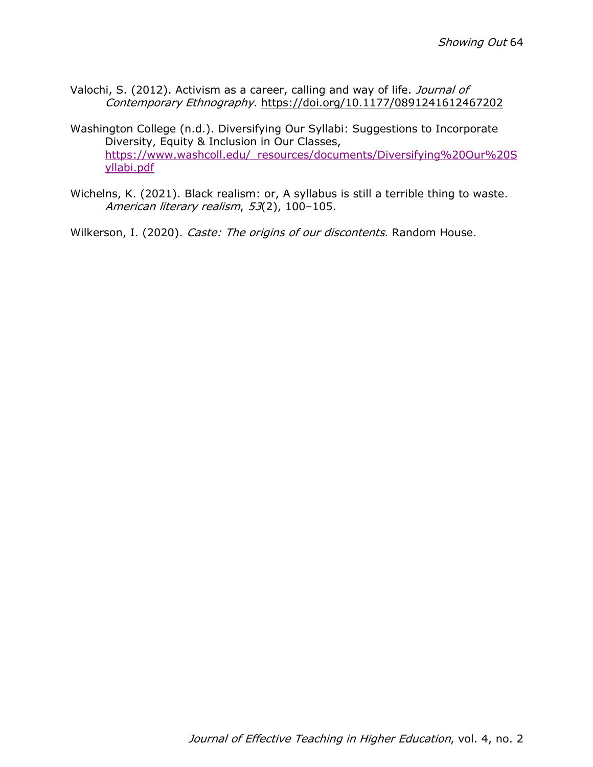Valochi, S. (2012). Activism as a career, calling and way of life. *Journal of Contemporary Ethnography*. https://doi.org/10.1177/0891241612467202

Washington College (n.d.). Diversifying Our Syllabi: Suggestions to Incorporate Diversity, Equity & Inclusion in Our Classes, https://www.washcoll.edu/_resources/documents/Diversifying%20Our%20Syllabi.pdf

Wichelns, K. (2021). Black realism: or, A syllabus is still a terrible thing to waste. *American literary realism*, *53*(2), 100–105.

Wilkerson, I. (2020). *Caste: The origins of our discontents*. Random House.